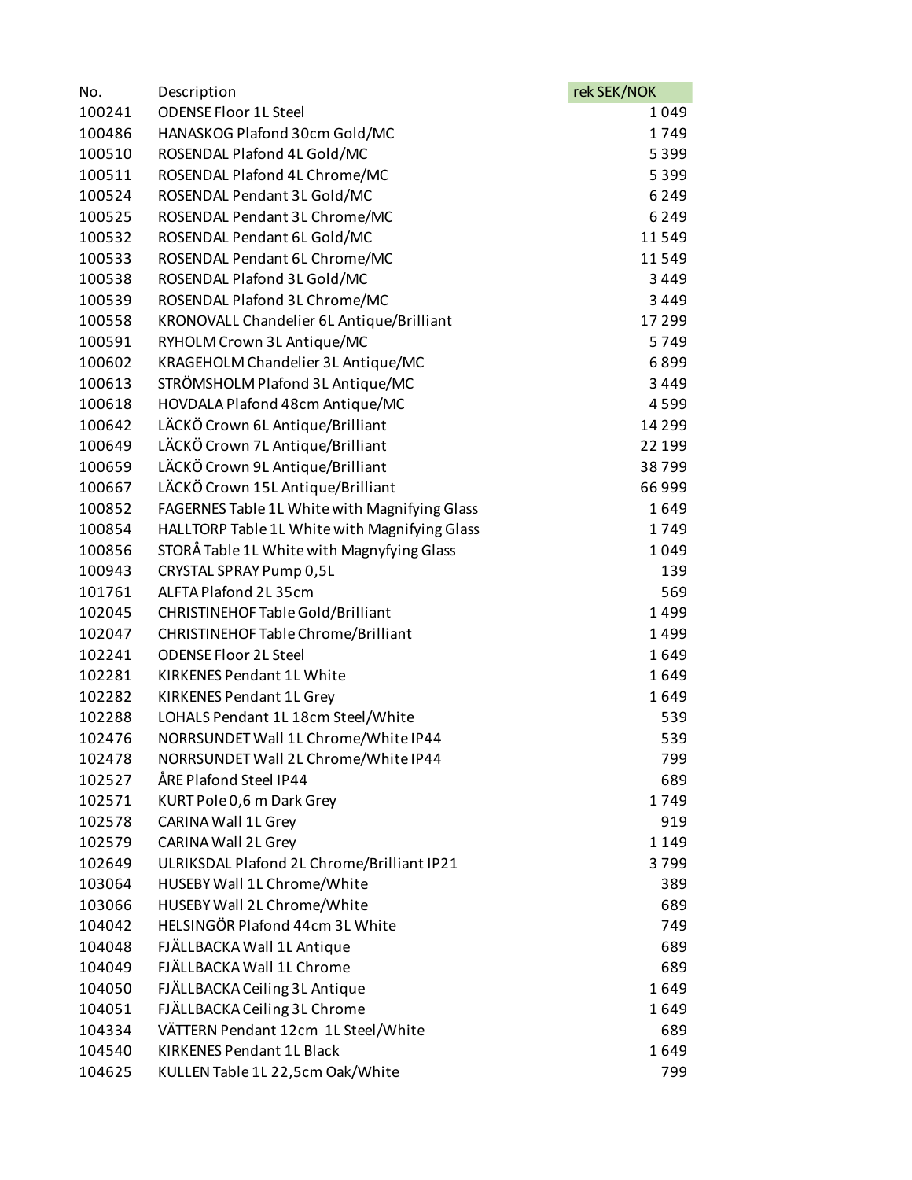| No. | Description | rek SEK/NOK |
|---|---|---|
| 100241 | ODENSE Floor 1L Steel | 1 049 |
| 100486 | HANASKOG Plafond 30cm Gold/MC | 1 749 |
| 100510 | ROSENDAL Plafond 4L Gold/MC | 5 399 |
| 100511 | ROSENDAL Plafond 4L Chrome/MC | 5 399 |
| 100524 | ROSENDAL Pendant 3L Gold/MC | 6 249 |
| 100525 | ROSENDAL Pendant 3L Chrome/MC | 6 249 |
| 100532 | ROSENDAL Pendant 6L Gold/MC | 11 549 |
| 100533 | ROSENDAL Pendant 6L Chrome/MC | 11 549 |
| 100538 | ROSENDAL Plafond 3L Gold/MC | 3 449 |
| 100539 | ROSENDAL Plafond 3L Chrome/MC | 3 449 |
| 100558 | KRONOVALL Chandelier 6L Antique/Brilliant | 17 299 |
| 100591 | RYHOLM Crown 3L Antique/MC | 5 749 |
| 100602 | KRAGEHOLM Chandelier 3L Antique/MC | 6 899 |
| 100613 | STRÖMSHOLM Plafond 3L Antique/MC | 3 449 |
| 100618 | HOVDALA Plafond 48cm Antique/MC | 4 599 |
| 100642 | LÄCKÖ Crown 6L Antique/Brilliant | 14 299 |
| 100649 | LÄCKÖ Crown 7L Antique/Brilliant | 22 199 |
| 100659 | LÄCKÖ Crown 9L Antique/Brilliant | 38 799 |
| 100667 | LÄCKÖ Crown 15L Antique/Brilliant | 66 999 |
| 100852 | FAGERNES Table 1L White with Magnifying Glass | 1 649 |
| 100854 | HALLTORP Table 1L White with Magnifying Glass | 1 749 |
| 100856 | STORÅ Table 1L White with Magnyfying Glass | 1 049 |
| 100943 | CRYSTAL SPRAY Pump 0,5L | 139 |
| 101761 | ALFTA Plafond 2L 35cm | 569 |
| 102045 | CHRISTINEHOF Table Gold/Brilliant | 1 499 |
| 102047 | CHRISTINEHOF Table Chrome/Brilliant | 1 499 |
| 102241 | ODENSE Floor 2L Steel | 1 649 |
| 102281 | KIRKENES Pendant 1L White | 1 649 |
| 102282 | KIRKENES Pendant 1L Grey | 1 649 |
| 102288 | LOHALS Pendant 1L 18cm Steel/White | 539 |
| 102476 | NORRSUNDET Wall 1L Chrome/White IP44 | 539 |
| 102478 | NORRSUNDET Wall 2L Chrome/White IP44 | 799 |
| 102527 | ÅRE Plafond Steel IP44 | 689 |
| 102571 | KURT Pole 0,6 m Dark Grey | 1 749 |
| 102578 | CARINA Wall 1L Grey | 919 |
| 102579 | CARINA Wall 2L Grey | 1 149 |
| 102649 | ULRIKSDAL Plafond 2L Chrome/Brilliant IP21 | 3 799 |
| 103064 | HUSEBY Wall 1L Chrome/White | 389 |
| 103066 | HUSEBY Wall 2L Chrome/White | 689 |
| 104042 | HELSINGÖR Plafond 44cm 3L White | 749 |
| 104048 | FJÄLLBACKA Wall 1L Antique | 689 |
| 104049 | FJÄLLBACKA Wall 1L Chrome | 689 |
| 104050 | FJÄLLBACKA Ceiling 3L Antique | 1 649 |
| 104051 | FJÄLLBACKA Ceiling 3L Chrome | 1 649 |
| 104334 | VÄTTERN Pendant 12cm 1L Steel/White | 689 |
| 104540 | KIRKENES Pendant 1L Black | 1 649 |
| 104625 | KULLEN Table 1L 22,5cm Oak/White | 799 |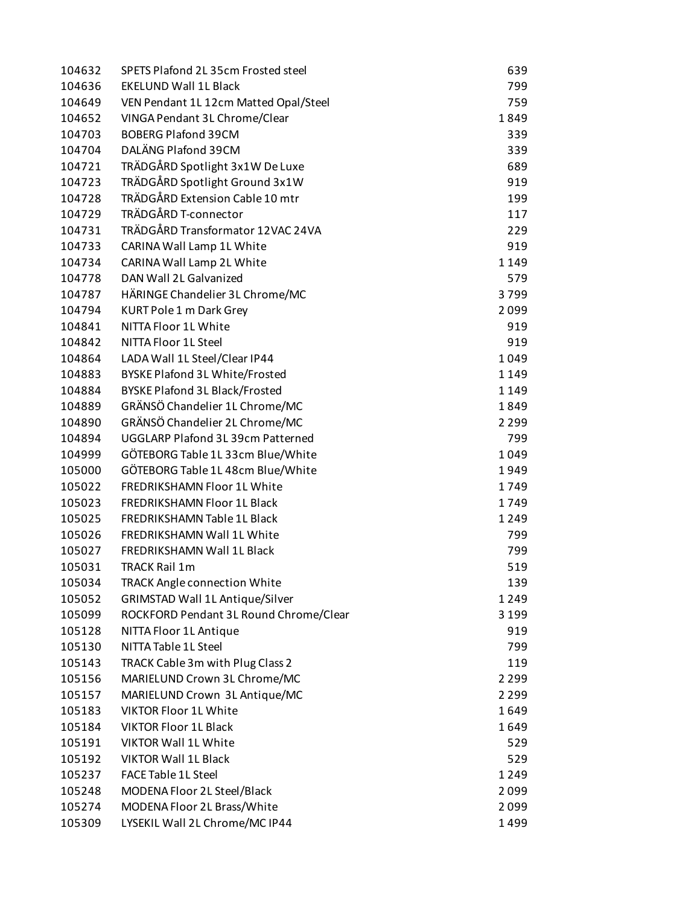| | | |
|---|---|---|
| 104632 | SPETS Plafond 2L 35cm Frosted steel | 639 |
| 104636 | EKELUND Wall 1L Black | 799 |
| 104649 | VEN Pendant 1L 12cm Matted Opal/Steel | 759 |
| 104652 | VINGA Pendant 3L Chrome/Clear | 1 849 |
| 104703 | BOBERG Plafond 39CM | 339 |
| 104704 | DALÄNG Plafond 39CM | 339 |
| 104721 | TRÄDGÅRD Spotlight 3x1W De Luxe | 689 |
| 104723 | TRÄDGÅRD Spotlight Ground 3x1W | 919 |
| 104728 | TRÄDGÅRD Extension Cable 10 mtr | 199 |
| 104729 | TRÄDGÅRD T-connector | 117 |
| 104731 | TRÄDGÅRD Transformator 12VAC 24VA | 229 |
| 104733 | CARINA Wall Lamp 1L White | 919 |
| 104734 | CARINA Wall Lamp 2L White | 1 149 |
| 104778 | DAN Wall 2L Galvanized | 579 |
| 104787 | HÄRINGE Chandelier 3L Chrome/MC | 3 799 |
| 104794 | KURT Pole 1 m Dark Grey | 2 099 |
| 104841 | NITTA Floor 1L White | 919 |
| 104842 | NITTA Floor 1L Steel | 919 |
| 104864 | LADA Wall 1L Steel/Clear IP44 | 1 049 |
| 104883 | BYSKE Plafond 3L White/Frosted | 1 149 |
| 104884 | BYSKE Plafond 3L Black/Frosted | 1 149 |
| 104889 | GRÄNSÖ Chandelier 1L Chrome/MC | 1 849 |
| 104890 | GRÄNSÖ Chandelier 2L Chrome/MC | 2 299 |
| 104894 | UGGLARP Plafond 3L 39cm Patterned | 799 |
| 104999 | GÖTEBORG Table 1L 33cm Blue/White | 1 049 |
| 105000 | GÖTEBORG Table 1L 48cm Blue/White | 1 949 |
| 105022 | FREDRIKSHAMN Floor 1L White | 1 749 |
| 105023 | FREDRIKSHAMN Floor 1L Black | 1 749 |
| 105025 | FREDRIKSHAMN Table 1L Black | 1 249 |
| 105026 | FREDRIKSHAMN Wall 1L White | 799 |
| 105027 | FREDRIKSHAMN Wall 1L Black | 799 |
| 105031 | TRACK Rail 1m | 519 |
| 105034 | TRACK Angle connection White | 139 |
| 105052 | GRIMSTAD Wall 1L Antique/Silver | 1 249 |
| 105099 | ROCKFORD Pendant 3L Round Chrome/Clear | 3 199 |
| 105128 | NITTA Floor 1L Antique | 919 |
| 105130 | NITTA Table 1L Steel | 799 |
| 105143 | TRACK Cable 3m with Plug Class 2 | 119 |
| 105156 | MARIELUND Crown 3L Chrome/MC | 2 299 |
| 105157 | MARIELUND Crown 3L Antique/MC | 2 299 |
| 105183 | VIKTOR Floor 1L White | 1 649 |
| 105184 | VIKTOR Floor 1L Black | 1 649 |
| 105191 | VIKTOR Wall 1L White | 529 |
| 105192 | VIKTOR Wall 1L Black | 529 |
| 105237 | FACE Table 1L Steel | 1 249 |
| 105248 | MODENA Floor 2L Steel/Black | 2 099 |
| 105274 | MODENA Floor 2L Brass/White | 2 099 |
| 105309 | LYSEKIL Wall 2L Chrome/MC IP44 | 1 499 |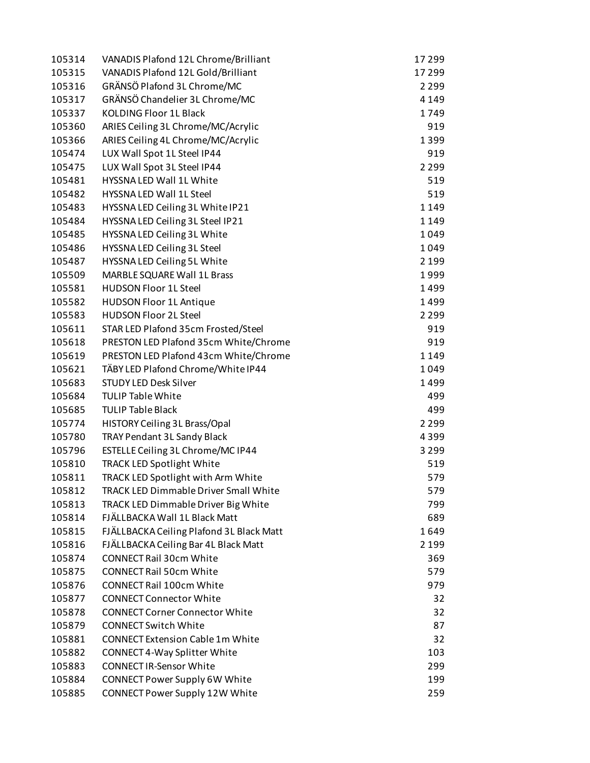| | | |
|---|---|---|
| 105314 | VANADIS Plafond 12L Chrome/Brilliant | 17 299 |
| 105315 | VANADIS Plafond 12L Gold/Brilliant | 17 299 |
| 105316 | GRÄNSÖ Plafond 3L Chrome/MC | 2 299 |
| 105317 | GRÄNSÖ Chandelier 3L Chrome/MC | 4 149 |
| 105337 | KOLDING Floor 1L Black | 1 749 |
| 105360 | ARIES Ceiling 3L Chrome/MC/Acrylic | 919 |
| 105366 | ARIES Ceiling 4L Chrome/MC/Acrylic | 1 399 |
| 105474 | LUX Wall Spot 1L Steel IP44 | 919 |
| 105475 | LUX Wall Spot 3L Steel IP44 | 2 299 |
| 105481 | HYSSNA LED Wall 1L White | 519 |
| 105482 | HYSSNA LED Wall 1L Steel | 519 |
| 105483 | HYSSNA LED Ceiling 3L White IP21 | 1 149 |
| 105484 | HYSSNA LED Ceiling 3L Steel IP21 | 1 149 |
| 105485 | HYSSNA LED Ceiling 3L White | 1 049 |
| 105486 | HYSSNA LED Ceiling 3L Steel | 1 049 |
| 105487 | HYSSNA LED Ceiling 5L White | 2 199 |
| 105509 | MARBLE SQUARE Wall 1L Brass | 1 999 |
| 105581 | HUDSON Floor 1L Steel | 1 499 |
| 105582 | HUDSON Floor 1L Antique | 1 499 |
| 105583 | HUDSON Floor 2L Steel | 2 299 |
| 105611 | STAR LED Plafond 35cm Frosted/Steel | 919 |
| 105618 | PRESTON LED Plafond 35cm White/Chrome | 919 |
| 105619 | PRESTON LED Plafond 43cm White/Chrome | 1 149 |
| 105621 | TÄBY LED Plafond Chrome/White IP44 | 1 049 |
| 105683 | STUDY LED Desk Silver | 1 499 |
| 105684 | TULIP Table White | 499 |
| 105685 | TULIP Table Black | 499 |
| 105774 | HISTORY Ceiling 3L Brass/Opal | 2 299 |
| 105780 | TRAY Pendant 3L Sandy Black | 4 399 |
| 105796 | ESTELLE Ceiling 3L Chrome/MC IP44 | 3 299 |
| 105810 | TRACK LED Spotlight White | 519 |
| 105811 | TRACK LED Spotlight with Arm White | 579 |
| 105812 | TRACK LED Dimmable Driver Small White | 579 |
| 105813 | TRACK LED Dimmable Driver Big White | 799 |
| 105814 | FJÄLLBACKA Wall 1L Black Matt | 689 |
| 105815 | FJÄLLBACKA Ceiling Plafond 3L Black Matt | 1 649 |
| 105816 | FJÄLLBACKA Ceiling Bar 4L Black Matt | 2 199 |
| 105874 | CONNECT Rail 30cm White | 369 |
| 105875 | CONNECT Rail 50cm White | 579 |
| 105876 | CONNECT Rail 100cm White | 979 |
| 105877 | CONNECT Connector White | 32 |
| 105878 | CONNECT Corner Connector White | 32 |
| 105879 | CONNECT Switch White | 87 |
| 105881 | CONNECT Extension Cable 1m White | 32 |
| 105882 | CONNECT 4-Way Splitter White | 103 |
| 105883 | CONNECT IR-Sensor White | 299 |
| 105884 | CONNECT Power Supply 6W White | 199 |
| 105885 | CONNECT Power Supply 12W White | 259 |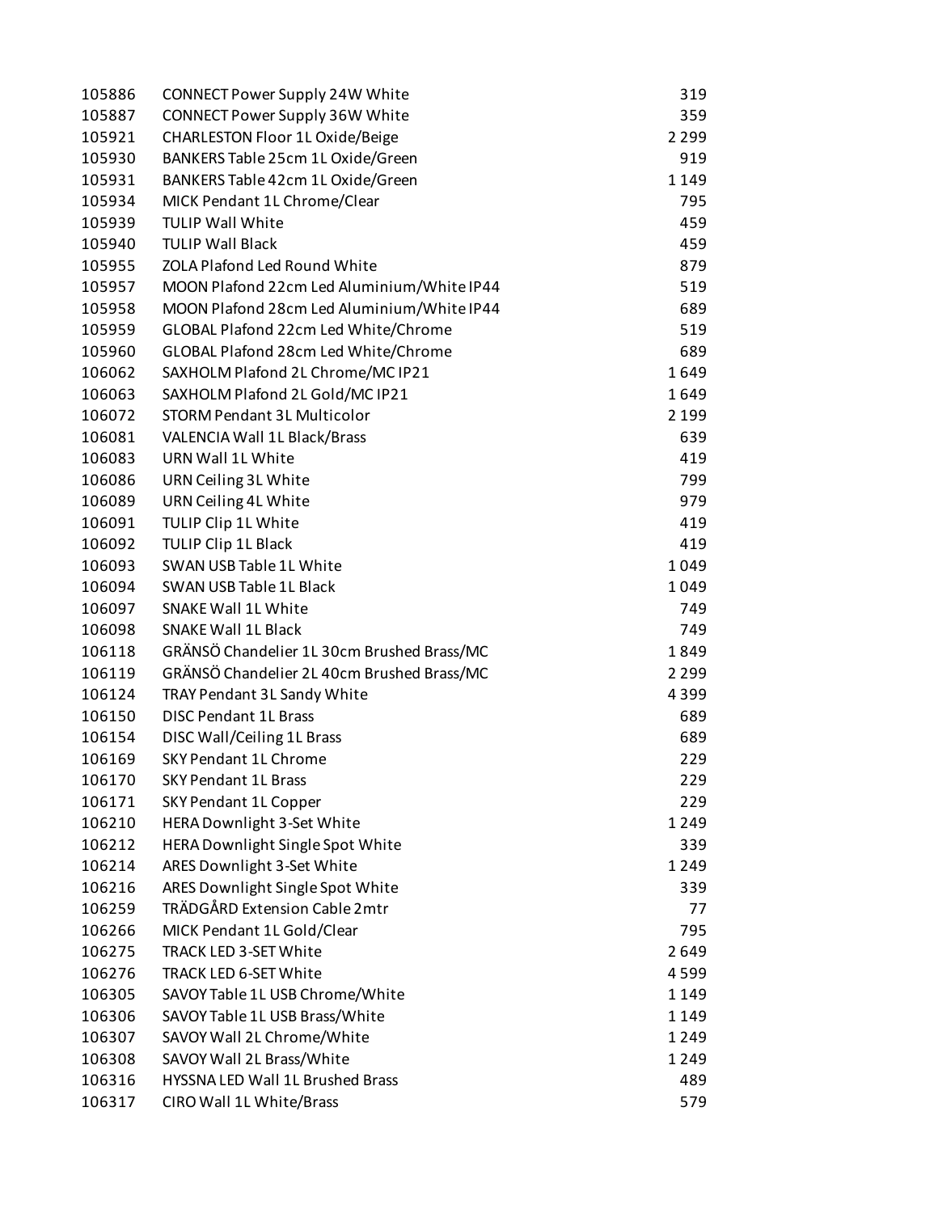| | | |
|---|---|---|
| 105886 | CONNECT Power Supply 24W White | 319 |
| 105887 | CONNECT Power Supply 36W White | 359 |
| 105921 | CHARLESTON Floor 1L Oxide/Beige | 2 299 |
| 105930 | BANKERS Table 25cm 1L Oxide/Green | 919 |
| 105931 | BANKERS Table 42cm 1L Oxide/Green | 1 149 |
| 105934 | MICK Pendant 1L Chrome/Clear | 795 |
| 105939 | TULIP Wall White | 459 |
| 105940 | TULIP Wall Black | 459 |
| 105955 | ZOLA Plafond Led Round White | 879 |
| 105957 | MOON Plafond 22cm Led Aluminium/White IP44 | 519 |
| 105958 | MOON Plafond 28cm Led Aluminium/White IP44 | 689 |
| 105959 | GLOBAL Plafond 22cm Led White/Chrome | 519 |
| 105960 | GLOBAL Plafond 28cm Led White/Chrome | 689 |
| 106062 | SAXHOLM Plafond 2L Chrome/MC IP21 | 1 649 |
| 106063 | SAXHOLM Plafond 2L Gold/MC IP21 | 1 649 |
| 106072 | STORM Pendant 3L Multicolor | 2 199 |
| 106081 | VALENCIA Wall 1L Black/Brass | 639 |
| 106083 | URN Wall 1L White | 419 |
| 106086 | URN Ceiling 3L White | 799 |
| 106089 | URN Ceiling 4L White | 979 |
| 106091 | TULIP Clip 1L White | 419 |
| 106092 | TULIP Clip 1L Black | 419 |
| 106093 | SWAN USB Table 1L White | 1 049 |
| 106094 | SWAN USB Table 1L Black | 1 049 |
| 106097 | SNAKE Wall 1L White | 749 |
| 106098 | SNAKE Wall 1L Black | 749 |
| 106118 | GRÄNSÖ Chandelier 1L 30cm Brushed Brass/MC | 1 849 |
| 106119 | GRÄNSÖ Chandelier 2L 40cm Brushed Brass/MC | 2 299 |
| 106124 | TRAY Pendant 3L Sandy White | 4 399 |
| 106150 | DISC Pendant 1L Brass | 689 |
| 106154 | DISC Wall/Ceiling 1L Brass | 689 |
| 106169 | SKY Pendant 1L Chrome | 229 |
| 106170 | SKY Pendant 1L Brass | 229 |
| 106171 | SKY Pendant 1L Copper | 229 |
| 106210 | HERA Downlight 3-Set White | 1 249 |
| 106212 | HERA Downlight Single Spot White | 339 |
| 106214 | ARES Downlight 3-Set White | 1 249 |
| 106216 | ARES Downlight Single Spot White | 339 |
| 106259 | TRÄDGÅRD Extension Cable 2mtr | 77 |
| 106266 | MICK Pendant 1L Gold/Clear | 795 |
| 106275 | TRACK LED 3-SET White | 2 649 |
| 106276 | TRACK LED 6-SET White | 4 599 |
| 106305 | SAVOY Table 1L USB Chrome/White | 1 149 |
| 106306 | SAVOY Table 1L USB Brass/White | 1 149 |
| 106307 | SAVOY Wall 2L Chrome/White | 1 249 |
| 106308 | SAVOY Wall 2L Brass/White | 1 249 |
| 106316 | HYSSNA LED Wall 1L Brushed Brass | 489 |
| 106317 | CIRO Wall 1L White/Brass | 579 |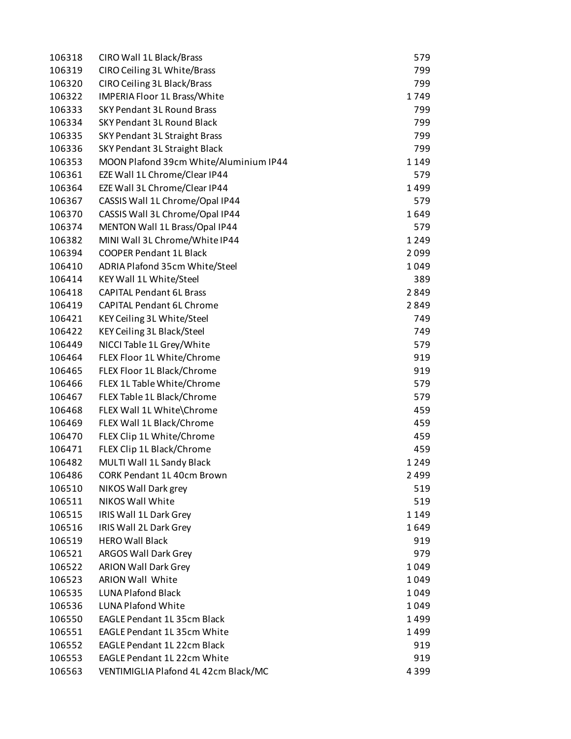| | | |
|---|---|---|
| 106318 | CIRO Wall 1L Black/Brass | 579 |
| 106319 | CIRO Ceiling 3L White/Brass | 799 |
| 106320 | CIRO Ceiling 3L Black/Brass | 799 |
| 106322 | IMPERIA Floor 1L Brass/White | 1 749 |
| 106333 | SKY Pendant 3L Round Brass | 799 |
| 106334 | SKY Pendant 3L Round Black | 799 |
| 106335 | SKY Pendant 3L Straight Brass | 799 |
| 106336 | SKY Pendant 3L Straight Black | 799 |
| 106353 | MOON Plafond 39cm White/Aluminium IP44 | 1 149 |
| 106361 | EZE Wall 1L Chrome/Clear IP44 | 579 |
| 106364 | EZE Wall 3L Chrome/Clear IP44 | 1 499 |
| 106367 | CASSIS Wall 1L Chrome/Opal IP44 | 579 |
| 106370 | CASSIS Wall 3L Chrome/Opal IP44 | 1 649 |
| 106374 | MENTON Wall 1L Brass/Opal IP44 | 579 |
| 106382 | MINI Wall 3L Chrome/White IP44 | 1 249 |
| 106394 | COOPER Pendant 1L Black | 2 099 |
| 106410 | ADRIA Plafond 35cm White/Steel | 1 049 |
| 106414 | KEY Wall 1L White/Steel | 389 |
| 106418 | CAPITAL Pendant 6L Brass | 2 849 |
| 106419 | CAPITAL Pendant 6L Chrome | 2 849 |
| 106421 | KEY Ceiling 3L White/Steel | 749 |
| 106422 | KEY Ceiling 3L Black/Steel | 749 |
| 106449 | NICCI Table 1L Grey/White | 579 |
| 106464 | FLEX Floor 1L White/Chrome | 919 |
| 106465 | FLEX Floor 1L Black/Chrome | 919 |
| 106466 | FLEX 1L Table White/Chrome | 579 |
| 106467 | FLEX Table 1L Black/Chrome | 579 |
| 106468 | FLEX Wall 1L White\Chrome | 459 |
| 106469 | FLEX Wall 1L Black/Chrome | 459 |
| 106470 | FLEX Clip 1L White/Chrome | 459 |
| 106471 | FLEX Clip 1L Black/Chrome | 459 |
| 106482 | MULTI Wall 1L Sandy Black | 1 249 |
| 106486 | CORK Pendant 1L 40cm Brown | 2 499 |
| 106510 | NIKOS Wall Dark grey | 519 |
| 106511 | NIKOS Wall White | 519 |
| 106515 | IRIS Wall 1L Dark Grey | 1 149 |
| 106516 | IRIS Wall 2L Dark Grey | 1 649 |
| 106519 | HERO Wall Black | 919 |
| 106521 | ARGOS Wall Dark Grey | 979 |
| 106522 | ARION Wall Dark Grey | 1 049 |
| 106523 | ARION Wall White | 1 049 |
| 106535 | LUNA Plafond Black | 1 049 |
| 106536 | LUNA Plafond White | 1 049 |
| 106550 | EAGLE Pendant 1L 35cm Black | 1 499 |
| 106551 | EAGLE Pendant 1L 35cm White | 1 499 |
| 106552 | EAGLE Pendant 1L 22cm Black | 919 |
| 106553 | EAGLE Pendant 1L 22cm White | 919 |
| 106563 | VENTIMIGLIA Plafond 4L 42cm Black/MC | 4 399 |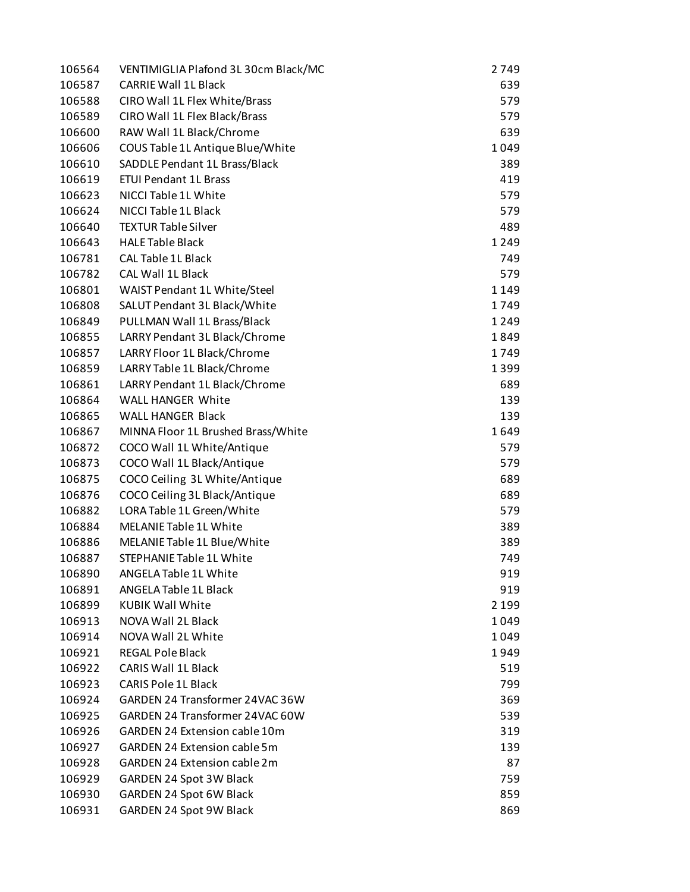| | | |
|---|---|---|
| 106564 | VENTIMIGLIA Plafond 3L 30cm Black/MC | 2 749 |
| 106587 | CARRIE Wall 1L Black | 639 |
| 106588 | CIRO Wall 1L Flex White/Brass | 579 |
| 106589 | CIRO Wall 1L Flex Black/Brass | 579 |
| 106600 | RAW Wall 1L Black/Chrome | 639 |
| 106606 | COUS Table 1L Antique Blue/White | 1 049 |
| 106610 | SADDLE Pendant 1L Brass/Black | 389 |
| 106619 | ETUI Pendant 1L Brass | 419 |
| 106623 | NICCI Table 1L White | 579 |
| 106624 | NICCI Table 1L Black | 579 |
| 106640 | TEXTUR Table Silver | 489 |
| 106643 | HALE Table Black | 1 249 |
| 106781 | CAL Table 1L Black | 749 |
| 106782 | CAL Wall 1L Black | 579 |
| 106801 | WAIST Pendant 1L White/Steel | 1 149 |
| 106808 | SALUT Pendant 3L Black/White | 1 749 |
| 106849 | PULLMAN Wall 1L Brass/Black | 1 249 |
| 106855 | LARRY Pendant 3L Black/Chrome | 1 849 |
| 106857 | LARRY Floor 1L Black/Chrome | 1 749 |
| 106859 | LARRY Table 1L Black/Chrome | 1 399 |
| 106861 | LARRY Pendant 1L Black/Chrome | 689 |
| 106864 | WALL HANGER White | 139 |
| 106865 | WALL HANGER Black | 139 |
| 106867 | MINNA Floor 1L Brushed Brass/White | 1 649 |
| 106872 | COCO Wall 1L White/Antique | 579 |
| 106873 | COCO Wall 1L Black/Antique | 579 |
| 106875 | COCO Ceiling 3L White/Antique | 689 |
| 106876 | COCO Ceiling 3L Black/Antique | 689 |
| 106882 | LORA Table 1L Green/White | 579 |
| 106884 | MELANIE Table 1L White | 389 |
| 106886 | MELANIE Table 1L Blue/White | 389 |
| 106887 | STEPHANIE Table 1L White | 749 |
| 106890 | ANGELA Table 1L White | 919 |
| 106891 | ANGELA Table 1L Black | 919 |
| 106899 | KUBIK Wall White | 2 199 |
| 106913 | NOVA Wall 2L Black | 1 049 |
| 106914 | NOVA Wall 2L White | 1 049 |
| 106921 | REGAL Pole Black | 1 949 |
| 106922 | CARIS Wall 1L Black | 519 |
| 106923 | CARIS Pole 1L Black | 799 |
| 106924 | GARDEN 24 Transformer 24VAC 36W | 369 |
| 106925 | GARDEN 24 Transformer 24VAC 60W | 539 |
| 106926 | GARDEN 24 Extension cable 10m | 319 |
| 106927 | GARDEN 24 Extension cable 5m | 139 |
| 106928 | GARDEN 24 Extension cable 2m | 87 |
| 106929 | GARDEN 24 Spot 3W Black | 759 |
| 106930 | GARDEN 24 Spot 6W Black | 859 |
| 106931 | GARDEN 24 Spot 9W Black | 869 |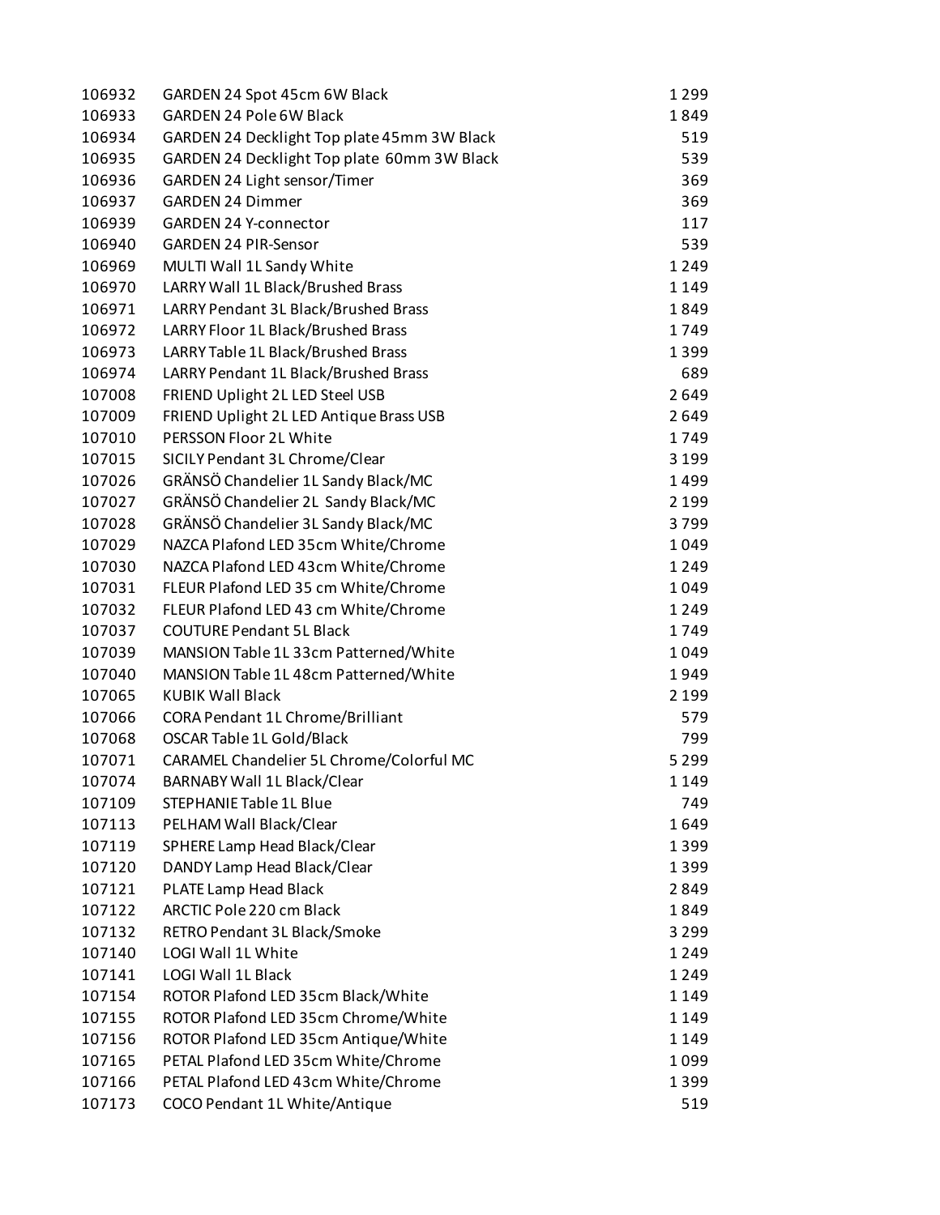| | | |
|---|---|---|
| 106932 | GARDEN 24 Spot 45cm 6W Black | 1 299 |
| 106933 | GARDEN 24 Pole 6W Black | 1 849 |
| 106934 | GARDEN 24 Decklight Top plate 45mm 3W Black | 519 |
| 106935 | GARDEN 24 Decklight Top plate 60mm 3W Black | 539 |
| 106936 | GARDEN 24 Light sensor/Timer | 369 |
| 106937 | GARDEN 24 Dimmer | 369 |
| 106939 | GARDEN 24 Y-connector | 117 |
| 106940 | GARDEN 24 PIR-Sensor | 539 |
| 106969 | MULTI Wall 1L Sandy White | 1 249 |
| 106970 | LARRY Wall 1L Black/Brushed Brass | 1 149 |
| 106971 | LARRY Pendant 3L Black/Brushed Brass | 1 849 |
| 106972 | LARRY Floor 1L Black/Brushed Brass | 1 749 |
| 106973 | LARRY Table 1L Black/Brushed Brass | 1 399 |
| 106974 | LARRY Pendant 1L Black/Brushed Brass | 689 |
| 107008 | FRIEND Uplight 2L LED Steel USB | 2 649 |
| 107009 | FRIEND Uplight 2L LED Antique Brass USB | 2 649 |
| 107010 | PERSSON Floor 2L White | 1 749 |
| 107015 | SICILY Pendant 3L Chrome/Clear | 3 199 |
| 107026 | GRÄNSÖ Chandelier 1L Sandy Black/MC | 1 499 |
| 107027 | GRÄNSÖ Chandelier 2L Sandy Black/MC | 2 199 |
| 107028 | GRÄNSÖ Chandelier 3L Sandy Black/MC | 3 799 |
| 107029 | NAZCA Plafond LED 35cm White/Chrome | 1 049 |
| 107030 | NAZCA Plafond LED 43cm White/Chrome | 1 249 |
| 107031 | FLEUR Plafond LED 35 cm White/Chrome | 1 049 |
| 107032 | FLEUR Plafond LED 43 cm White/Chrome | 1 249 |
| 107037 | COUTURE Pendant 5L Black | 1 749 |
| 107039 | MANSION Table 1L 33cm Patterned/White | 1 049 |
| 107040 | MANSION Table 1L 48cm Patterned/White | 1 949 |
| 107065 | KUBIK Wall Black | 2 199 |
| 107066 | CORA Pendant 1L Chrome/Brilliant | 579 |
| 107068 | OSCAR Table 1L Gold/Black | 799 |
| 107071 | CARAMEL Chandelier 5L Chrome/Colorful MC | 5 299 |
| 107074 | BARNABY Wall 1L Black/Clear | 1 149 |
| 107109 | STEPHANIE Table 1L Blue | 749 |
| 107113 | PELHAM Wall Black/Clear | 1 649 |
| 107119 | SPHERE Lamp Head Black/Clear | 1 399 |
| 107120 | DANDY Lamp Head Black/Clear | 1 399 |
| 107121 | PLATE Lamp Head Black | 2 849 |
| 107122 | ARCTIC Pole 220 cm Black | 1 849 |
| 107132 | RETRO Pendant 3L Black/Smoke | 3 299 |
| 107140 | LOGI Wall 1L White | 1 249 |
| 107141 | LOGI Wall 1L Black | 1 249 |
| 107154 | ROTOR Plafond LED 35cm Black/White | 1 149 |
| 107155 | ROTOR Plafond LED 35cm Chrome/White | 1 149 |
| 107156 | ROTOR Plafond LED 35cm Antique/White | 1 149 |
| 107165 | PETAL Plafond LED 35cm White/Chrome | 1 099 |
| 107166 | PETAL Plafond LED 43cm White/Chrome | 1 399 |
| 107173 | COCO Pendant 1L White/Antique | 519 |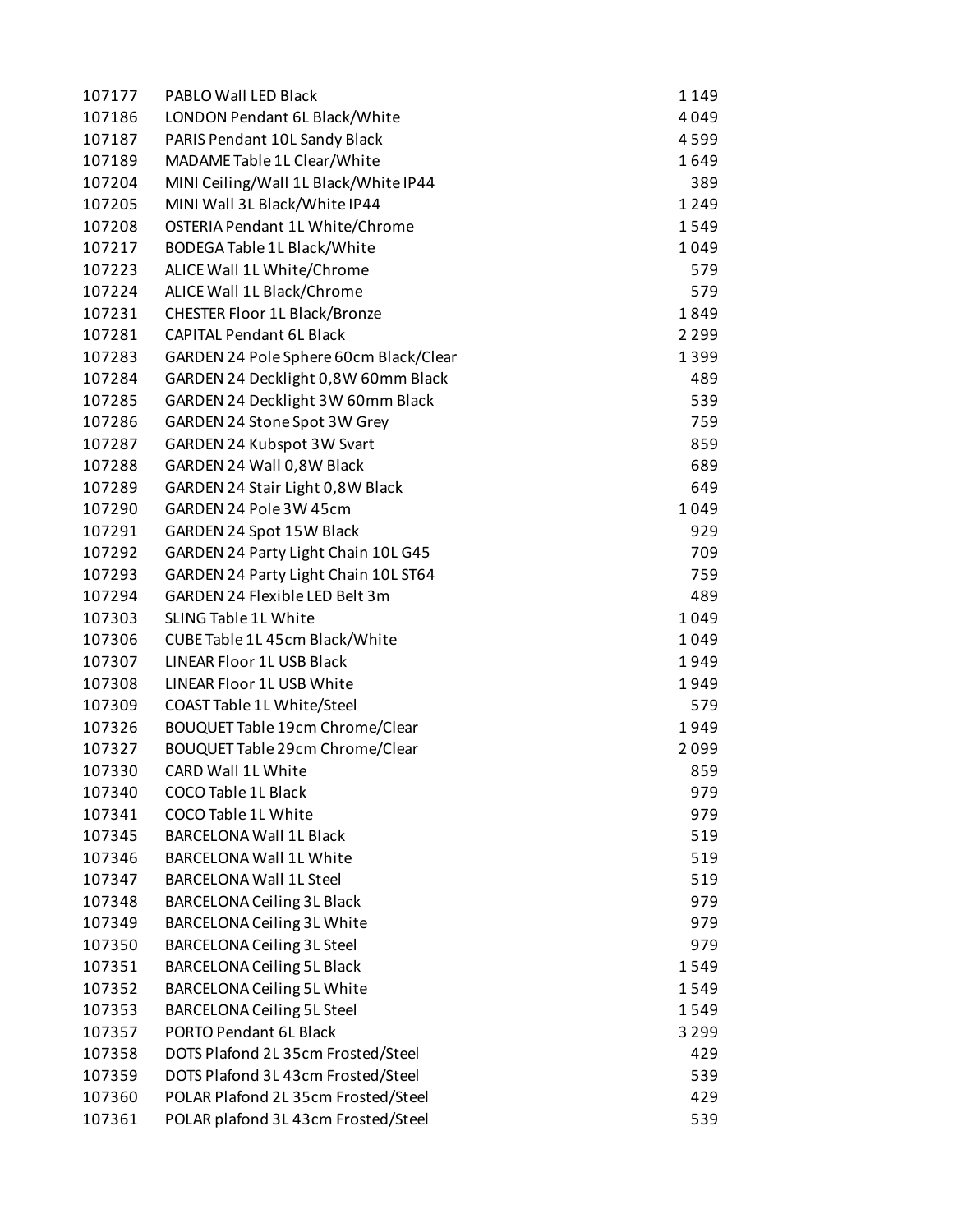| | | |
|---|---|---|
| 107177 | PABLO Wall LED Black | 1 149 |
| 107186 | LONDON Pendant 6L Black/White | 4 049 |
| 107187 | PARIS Pendant 10L Sandy Black | 4 599 |
| 107189 | MADAME Table 1L Clear/White | 1 649 |
| 107204 | MINI Ceiling/Wall 1L Black/White IP44 | 389 |
| 107205 | MINI Wall 3L Black/White IP44 | 1 249 |
| 107208 | OSTERIA Pendant 1L White/Chrome | 1 549 |
| 107217 | BODEGA Table 1L Black/White | 1 049 |
| 107223 | ALICE Wall 1L White/Chrome | 579 |
| 107224 | ALICE Wall 1L Black/Chrome | 579 |
| 107231 | CHESTER Floor 1L Black/Bronze | 1 849 |
| 107281 | CAPITAL Pendant 6L Black | 2 299 |
| 107283 | GARDEN 24 Pole Sphere 60cm Black/Clear | 1 399 |
| 107284 | GARDEN 24 Decklight 0,8W 60mm Black | 489 |
| 107285 | GARDEN 24 Decklight 3W 60mm Black | 539 |
| 107286 | GARDEN 24 Stone Spot 3W Grey | 759 |
| 107287 | GARDEN 24 Kubspot 3W Svart | 859 |
| 107288 | GARDEN 24 Wall 0,8W Black | 689 |
| 107289 | GARDEN 24 Stair Light 0,8W Black | 649 |
| 107290 | GARDEN 24 Pole 3W 45cm | 1 049 |
| 107291 | GARDEN 24 Spot 15W Black | 929 |
| 107292 | GARDEN 24 Party Light Chain 10L G45 | 709 |
| 107293 | GARDEN 24 Party Light Chain 10L ST64 | 759 |
| 107294 | GARDEN 24 Flexible LED Belt 3m | 489 |
| 107303 | SLING Table 1L White | 1 049 |
| 107306 | CUBE Table 1L 45cm Black/White | 1 049 |
| 107307 | LINEAR Floor 1L USB Black | 1 949 |
| 107308 | LINEAR Floor 1L USB White | 1 949 |
| 107309 | COAST Table 1L White/Steel | 579 |
| 107326 | BOUQUET Table 19cm Chrome/Clear | 1 949 |
| 107327 | BOUQUET Table 29cm Chrome/Clear | 2 099 |
| 107330 | CARD Wall 1L White | 859 |
| 107340 | COCO Table 1L Black | 979 |
| 107341 | COCO Table 1L White | 979 |
| 107345 | BARCELONA Wall 1L Black | 519 |
| 107346 | BARCELONA Wall 1L White | 519 |
| 107347 | BARCELONA Wall 1L Steel | 519 |
| 107348 | BARCELONA Ceiling 3L Black | 979 |
| 107349 | BARCELONA Ceiling 3L White | 979 |
| 107350 | BARCELONA Ceiling 3L Steel | 979 |
| 107351 | BARCELONA Ceiling 5L Black | 1 549 |
| 107352 | BARCELONA Ceiling 5L White | 1 549 |
| 107353 | BARCELONA Ceiling 5L Steel | 1 549 |
| 107357 | PORTO Pendant 6L Black | 3 299 |
| 107358 | DOTS Plafond 2L 35cm Frosted/Steel | 429 |
| 107359 | DOTS Plafond 3L 43cm Frosted/Steel | 539 |
| 107360 | POLAR Plafond 2L 35cm Frosted/Steel | 429 |
| 107361 | POLAR plafond 3L 43cm Frosted/Steel | 539 |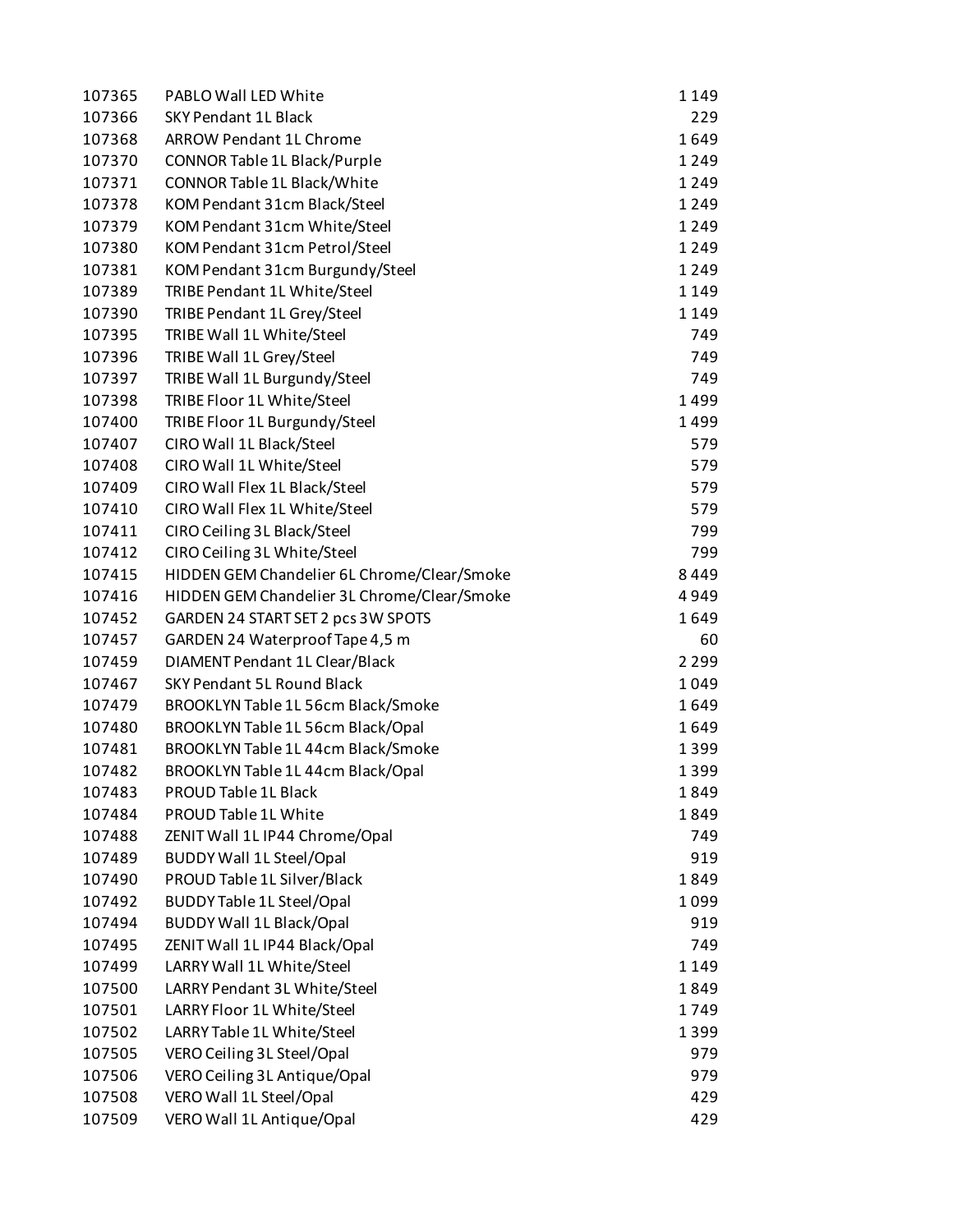| | | |
|---|---|---|
| 107365 | PABLO Wall LED White | 1 149 |
| 107366 | SKY Pendant 1L Black | 229 |
| 107368 | ARROW Pendant 1L Chrome | 1 649 |
| 107370 | CONNOR Table 1L Black/Purple | 1 249 |
| 107371 | CONNOR Table 1L Black/White | 1 249 |
| 107378 | KOM Pendant 31cm Black/Steel | 1 249 |
| 107379 | KOM Pendant 31cm White/Steel | 1 249 |
| 107380 | KOM Pendant 31cm Petrol/Steel | 1 249 |
| 107381 | KOM Pendant 31cm Burgundy/Steel | 1 249 |
| 107389 | TRIBE Pendant 1L White/Steel | 1 149 |
| 107390 | TRIBE Pendant 1L Grey/Steel | 1 149 |
| 107395 | TRIBE Wall 1L White/Steel | 749 |
| 107396 | TRIBE Wall 1L Grey/Steel | 749 |
| 107397 | TRIBE Wall 1L Burgundy/Steel | 749 |
| 107398 | TRIBE Floor 1L White/Steel | 1 499 |
| 107400 | TRIBE Floor 1L Burgundy/Steel | 1 499 |
| 107407 | CIRO Wall 1L Black/Steel | 579 |
| 107408 | CIRO Wall 1L White/Steel | 579 |
| 107409 | CIRO Wall Flex 1L Black/Steel | 579 |
| 107410 | CIRO Wall Flex 1L White/Steel | 579 |
| 107411 | CIRO Ceiling 3L Black/Steel | 799 |
| 107412 | CIRO Ceiling 3L White/Steel | 799 |
| 107415 | HIDDEN GEM Chandelier 6L Chrome/Clear/Smoke | 8 449 |
| 107416 | HIDDEN GEM Chandelier 3L Chrome/Clear/Smoke | 4 949 |
| 107452 | GARDEN 24 START SET 2 pcs 3W SPOTS | 1 649 |
| 107457 | GARDEN 24 Waterproof Tape 4,5 m | 60 |
| 107459 | DIAMENT Pendant 1L Clear/Black | 2 299 |
| 107467 | SKY Pendant 5L Round Black | 1 049 |
| 107479 | BROOKLYN Table 1L 56cm Black/Smoke | 1 649 |
| 107480 | BROOKLYN Table 1L 56cm Black/Opal | 1 649 |
| 107481 | BROOKLYN Table 1L 44cm Black/Smoke | 1 399 |
| 107482 | BROOKLYN Table 1L 44cm Black/Opal | 1 399 |
| 107483 | PROUD Table 1L Black | 1 849 |
| 107484 | PROUD Table 1L White | 1 849 |
| 107488 | ZENIT Wall 1L IP44 Chrome/Opal | 749 |
| 107489 | BUDDY Wall 1L Steel/Opal | 919 |
| 107490 | PROUD Table 1L Silver/Black | 1 849 |
| 107492 | BUDDY Table 1L Steel/Opal | 1 099 |
| 107494 | BUDDY Wall 1L Black/Opal | 919 |
| 107495 | ZENIT Wall 1L IP44 Black/Opal | 749 |
| 107499 | LARRY Wall 1L White/Steel | 1 149 |
| 107500 | LARRY Pendant 3L White/Steel | 1 849 |
| 107501 | LARRY Floor 1L White/Steel | 1 749 |
| 107502 | LARRY Table 1L White/Steel | 1 399 |
| 107505 | VERO Ceiling 3L Steel/Opal | 979 |
| 107506 | VERO Ceiling 3L Antique/Opal | 979 |
| 107508 | VERO Wall 1L Steel/Opal | 429 |
| 107509 | VERO Wall 1L Antique/Opal | 429 |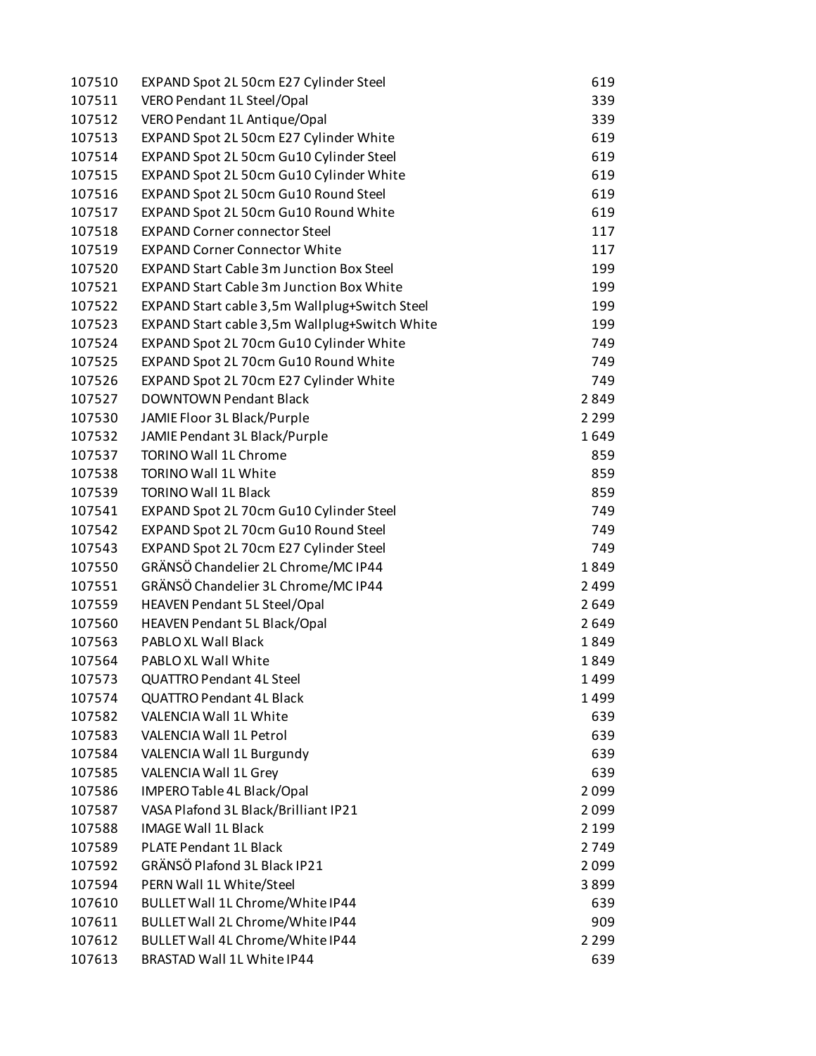| | | |
|---|---|---|
| 107510 | EXPAND Spot 2L 50cm E27 Cylinder Steel | 619 |
| 107511 | VERO Pendant 1L Steel/Opal | 339 |
| 107512 | VERO Pendant 1L Antique/Opal | 339 |
| 107513 | EXPAND Spot 2L 50cm E27 Cylinder White | 619 |
| 107514 | EXPAND Spot 2L 50cm Gu10 Cylinder Steel | 619 |
| 107515 | EXPAND Spot 2L 50cm Gu10 Cylinder White | 619 |
| 107516 | EXPAND Spot 2L 50cm Gu10 Round Steel | 619 |
| 107517 | EXPAND Spot 2L 50cm Gu10 Round White | 619 |
| 107518 | EXPAND Corner connector Steel | 117 |
| 107519 | EXPAND Corner Connector White | 117 |
| 107520 | EXPAND Start Cable 3m Junction Box Steel | 199 |
| 107521 | EXPAND Start Cable 3m Junction Box White | 199 |
| 107522 | EXPAND Start cable 3,5m Wallplug+Switch Steel | 199 |
| 107523 | EXPAND Start cable 3,5m Wallplug+Switch White | 199 |
| 107524 | EXPAND Spot 2L 70cm Gu10 Cylinder White | 749 |
| 107525 | EXPAND Spot 2L 70cm Gu10 Round White | 749 |
| 107526 | EXPAND Spot 2L 70cm E27 Cylinder White | 749 |
| 107527 | DOWNTOWN Pendant Black | 2 849 |
| 107530 | JAMIE Floor 3L Black/Purple | 2 299 |
| 107532 | JAMIE Pendant 3L Black/Purple | 1 649 |
| 107537 | TORINO Wall 1L Chrome | 859 |
| 107538 | TORINO Wall 1L White | 859 |
| 107539 | TORINO Wall 1L Black | 859 |
| 107541 | EXPAND Spot 2L 70cm Gu10 Cylinder Steel | 749 |
| 107542 | EXPAND Spot 2L 70cm Gu10 Round Steel | 749 |
| 107543 | EXPAND Spot 2L 70cm E27 Cylinder Steel | 749 |
| 107550 | GRÄNSÖ Chandelier 2L Chrome/MC IP44 | 1 849 |
| 107551 | GRÄNSÖ Chandelier 3L Chrome/MC IP44 | 2 499 |
| 107559 | HEAVEN Pendant 5L Steel/Opal | 2 649 |
| 107560 | HEAVEN Pendant 5L Black/Opal | 2 649 |
| 107563 | PABLO XL Wall Black | 1 849 |
| 107564 | PABLO XL Wall White | 1 849 |
| 107573 | QUATTRO Pendant 4L Steel | 1 499 |
| 107574 | QUATTRO Pendant 4L Black | 1 499 |
| 107582 | VALENCIA Wall 1L White | 639 |
| 107583 | VALENCIA Wall 1L Petrol | 639 |
| 107584 | VALENCIA Wall 1L Burgundy | 639 |
| 107585 | VALENCIA Wall 1L Grey | 639 |
| 107586 | IMPERO Table 4L Black/Opal | 2 099 |
| 107587 | VASA Plafond 3L Black/Brilliant IP21 | 2 099 |
| 107588 | IMAGE Wall 1L Black | 2 199 |
| 107589 | PLATE Pendant 1L Black | 2 749 |
| 107592 | GRÄNSÖ Plafond 3L Black IP21 | 2 099 |
| 107594 | PERN Wall 1L White/Steel | 3 899 |
| 107610 | BULLET Wall 1L Chrome/White IP44 | 639 |
| 107611 | BULLET Wall 2L Chrome/White IP44 | 909 |
| 107612 | BULLET Wall 4L Chrome/White IP44 | 2 299 |
| 107613 | BRASTAD Wall 1L White IP44 | 639 |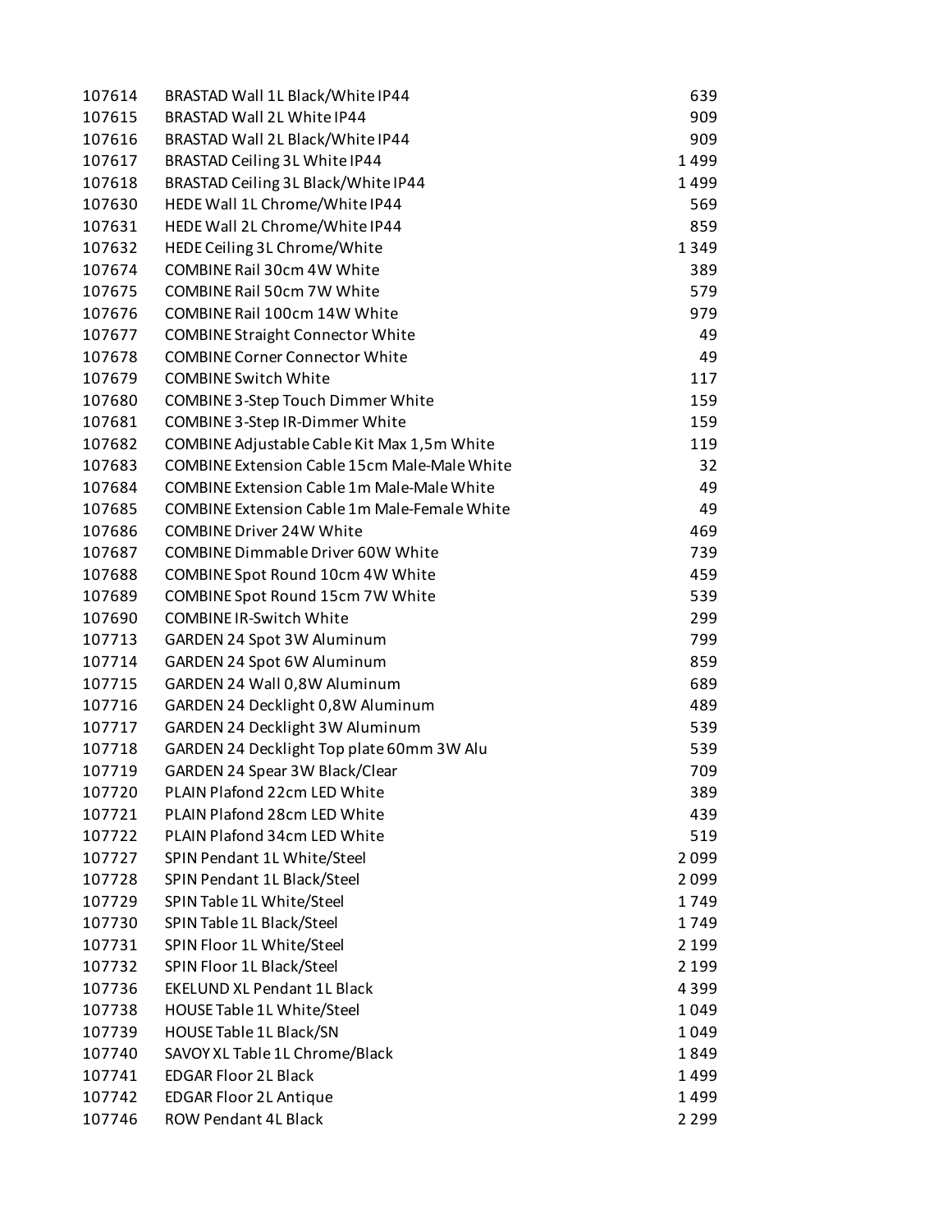| | | |
|---|---|---|
| 107614 | BRASTAD Wall 1L Black/White IP44 | 639 |
| 107615 | BRASTAD Wall 2L White IP44 | 909 |
| 107616 | BRASTAD Wall 2L Black/White IP44 | 909 |
| 107617 | BRASTAD Ceiling 3L White IP44 | 1 499 |
| 107618 | BRASTAD Ceiling 3L Black/White IP44 | 1 499 |
| 107630 | HEDE Wall 1L Chrome/White IP44 | 569 |
| 107631 | HEDE Wall 2L Chrome/White IP44 | 859 |
| 107632 | HEDE Ceiling 3L Chrome/White | 1 349 |
| 107674 | COMBINE Rail 30cm 4W White | 389 |
| 107675 | COMBINE Rail 50cm 7W White | 579 |
| 107676 | COMBINE Rail 100cm 14W White | 979 |
| 107677 | COMBINE Straight Connector White | 49 |
| 107678 | COMBINE Corner Connector White | 49 |
| 107679 | COMBINE Switch White | 117 |
| 107680 | COMBINE 3-Step Touch Dimmer White | 159 |
| 107681 | COMBINE 3-Step IR-Dimmer White | 159 |
| 107682 | COMBINE Adjustable Cable Kit Max 1,5m White | 119 |
| 107683 | COMBINE Extension Cable 15cm Male-Male White | 32 |
| 107684 | COMBINE Extension Cable 1m Male-Male White | 49 |
| 107685 | COMBINE Extension Cable 1m Male-Female White | 49 |
| 107686 | COMBINE Driver 24W White | 469 |
| 107687 | COMBINE Dimmable Driver 60W White | 739 |
| 107688 | COMBINE Spot Round 10cm 4W White | 459 |
| 107689 | COMBINE Spot Round 15cm 7W White | 539 |
| 107690 | COMBINE IR-Switch White | 299 |
| 107713 | GARDEN 24 Spot 3W Aluminum | 799 |
| 107714 | GARDEN 24 Spot 6W Aluminum | 859 |
| 107715 | GARDEN 24 Wall 0,8W Aluminum | 689 |
| 107716 | GARDEN 24 Decklight 0,8W Aluminum | 489 |
| 107717 | GARDEN 24 Decklight 3W Aluminum | 539 |
| 107718 | GARDEN 24 Decklight Top plate 60mm 3W Alu | 539 |
| 107719 | GARDEN 24 Spear 3W Black/Clear | 709 |
| 107720 | PLAIN Plafond 22cm LED White | 389 |
| 107721 | PLAIN Plafond 28cm LED White | 439 |
| 107722 | PLAIN Plafond 34cm LED White | 519 |
| 107727 | SPIN Pendant 1L White/Steel | 2 099 |
| 107728 | SPIN Pendant 1L Black/Steel | 2 099 |
| 107729 | SPIN Table 1L White/Steel | 1 749 |
| 107730 | SPIN Table 1L Black/Steel | 1 749 |
| 107731 | SPIN Floor 1L White/Steel | 2 199 |
| 107732 | SPIN Floor 1L Black/Steel | 2 199 |
| 107736 | EKELUND XL Pendant 1L Black | 4 399 |
| 107738 | HOUSE Table 1L White/Steel | 1 049 |
| 107739 | HOUSE Table 1L Black/SN | 1 049 |
| 107740 | SAVOY XL Table 1L Chrome/Black | 1 849 |
| 107741 | EDGAR Floor 2L Black | 1 499 |
| 107742 | EDGAR Floor 2L Antique | 1 499 |
| 107746 | ROW Pendant 4L Black | 2 299 |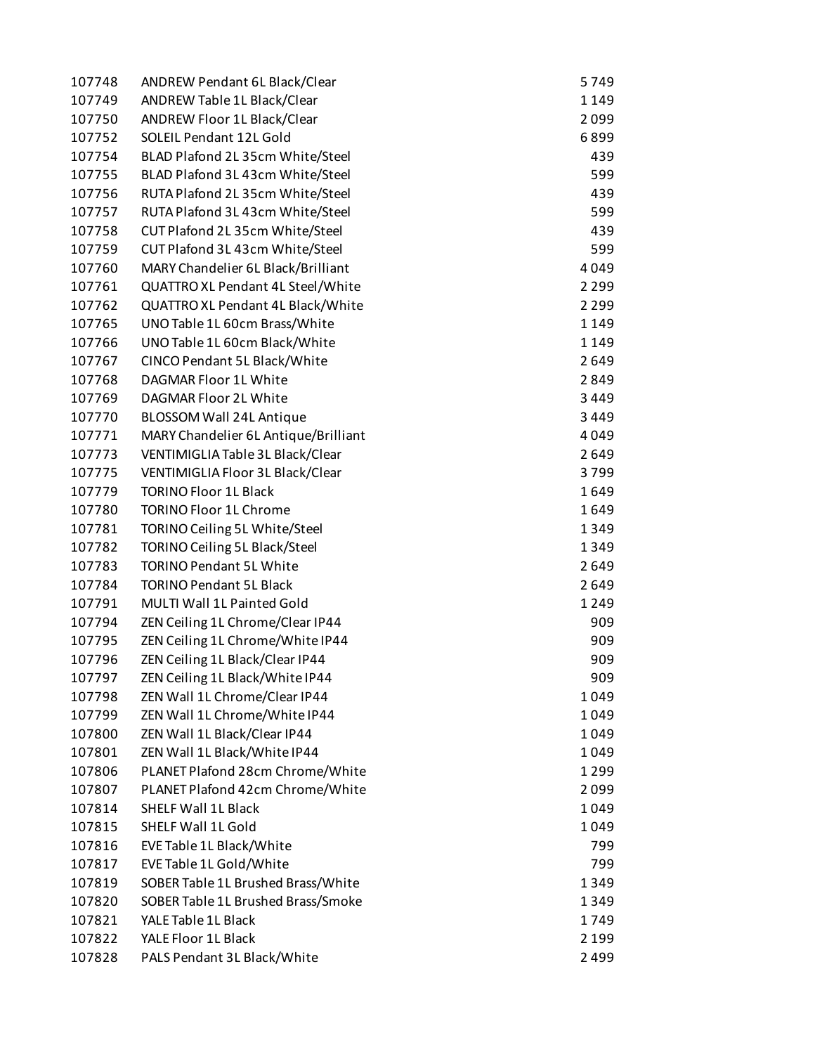| | | |
|---|---|---|
| 107748 | ANDREW Pendant 6L Black/Clear | 5 749 |
| 107749 | ANDREW Table 1L Black/Clear | 1 149 |
| 107750 | ANDREW Floor 1L Black/Clear | 2 099 |
| 107752 | SOLEIL Pendant 12L Gold | 6 899 |
| 107754 | BLAD Plafond 2L 35cm White/Steel | 439 |
| 107755 | BLAD Plafond 3L 43cm White/Steel | 599 |
| 107756 | RUTA Plafond 2L 35cm White/Steel | 439 |
| 107757 | RUTA Plafond 3L 43cm White/Steel | 599 |
| 107758 | CUT Plafond 2L 35cm White/Steel | 439 |
| 107759 | CUT Plafond 3L 43cm White/Steel | 599 |
| 107760 | MARY Chandelier 6L Black/Brilliant | 4 049 |
| 107761 | QUATTRO XL Pendant 4L Steel/White | 2 299 |
| 107762 | QUATTRO XL Pendant 4L Black/White | 2 299 |
| 107765 | UNO Table 1L 60cm Brass/White | 1 149 |
| 107766 | UNO Table 1L 60cm Black/White | 1 149 |
| 107767 | CINCO Pendant 5L Black/White | 2 649 |
| 107768 | DAGMAR Floor 1L White | 2 849 |
| 107769 | DAGMAR Floor 2L White | 3 449 |
| 107770 | BLOSSOM Wall 24L Antique | 3 449 |
| 107771 | MARY Chandelier 6L Antique/Brilliant | 4 049 |
| 107773 | VENTIMIGLIA Table 3L Black/Clear | 2 649 |
| 107775 | VENTIMIGLIA Floor 3L Black/Clear | 3 799 |
| 107779 | TORINO Floor 1L Black | 1 649 |
| 107780 | TORINO Floor 1L Chrome | 1 649 |
| 107781 | TORINO Ceiling 5L White/Steel | 1 349 |
| 107782 | TORINO Ceiling 5L Black/Steel | 1 349 |
| 107783 | TORINO Pendant 5L White | 2 649 |
| 107784 | TORINO Pendant 5L Black | 2 649 |
| 107791 | MULTI Wall 1L Painted Gold | 1 249 |
| 107794 | ZEN Ceiling 1L Chrome/Clear IP44 | 909 |
| 107795 | ZEN Ceiling 1L Chrome/White IP44 | 909 |
| 107796 | ZEN Ceiling 1L Black/Clear IP44 | 909 |
| 107797 | ZEN Ceiling 1L Black/White IP44 | 909 |
| 107798 | ZEN Wall 1L Chrome/Clear IP44 | 1 049 |
| 107799 | ZEN Wall 1L Chrome/White IP44 | 1 049 |
| 107800 | ZEN Wall 1L Black/Clear IP44 | 1 049 |
| 107801 | ZEN Wall 1L Black/White IP44 | 1 049 |
| 107806 | PLANET Plafond 28cm Chrome/White | 1 299 |
| 107807 | PLANET Plafond 42cm Chrome/White | 2 099 |
| 107814 | SHELF Wall 1L Black | 1 049 |
| 107815 | SHELF Wall 1L Gold | 1 049 |
| 107816 | EVE Table 1L Black/White | 799 |
| 107817 | EVE Table 1L Gold/White | 799 |
| 107819 | SOBER Table 1L Brushed Brass/White | 1 349 |
| 107820 | SOBER Table 1L Brushed Brass/Smoke | 1 349 |
| 107821 | YALE Table 1L Black | 1 749 |
| 107822 | YALE Floor 1L Black | 2 199 |
| 107828 | PALS Pendant 3L Black/White | 2 499 |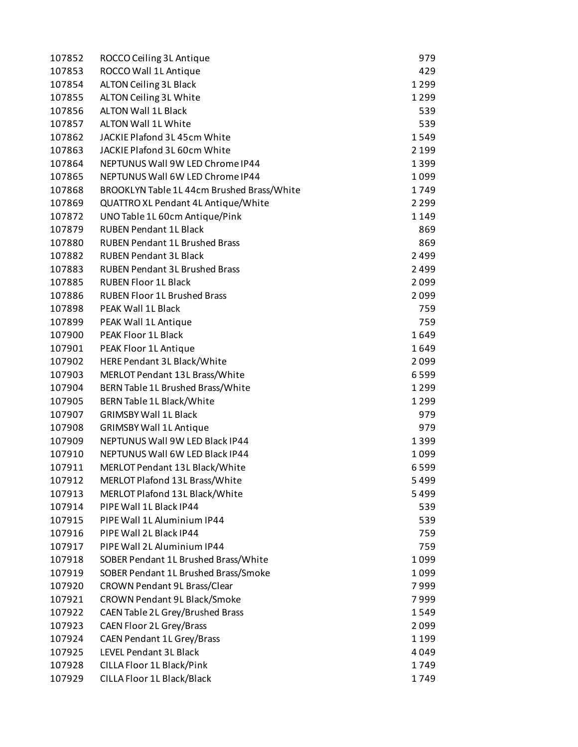| | | |
|---|---|---|
| 107852 | ROCCO Ceiling 3L Antique | 979 |
| 107853 | ROCCO Wall 1L Antique | 429 |
| 107854 | ALTON Ceiling 3L Black | 1 299 |
| 107855 | ALTON Ceiling 3L White | 1 299 |
| 107856 | ALTON Wall 1L Black | 539 |
| 107857 | ALTON Wall 1L White | 539 |
| 107862 | JACKIE Plafond 3L 45cm White | 1 549 |
| 107863 | JACKIE Plafond 3L 60cm White | 2 199 |
| 107864 | NEPTUNUS Wall 9W LED Chrome IP44 | 1 399 |
| 107865 | NEPTUNUS Wall 6W LED Chrome IP44 | 1 099 |
| 107868 | BROOKLYN Table 1L 44cm Brushed Brass/White | 1 749 |
| 107869 | QUATTRO XL Pendant 4L Antique/White | 2 299 |
| 107872 | UNO Table 1L 60cm Antique/Pink | 1 149 |
| 107879 | RUBEN Pendant 1L Black | 869 |
| 107880 | RUBEN Pendant 1L Brushed Brass | 869 |
| 107882 | RUBEN Pendant 3L Black | 2 499 |
| 107883 | RUBEN Pendant 3L Brushed Brass | 2 499 |
| 107885 | RUBEN Floor 1L Black | 2 099 |
| 107886 | RUBEN Floor 1L Brushed Brass | 2 099 |
| 107898 | PEAK Wall 1L Black | 759 |
| 107899 | PEAK Wall 1L Antique | 759 |
| 107900 | PEAK Floor 1L Black | 1 649 |
| 107901 | PEAK Floor 1L Antique | 1 649 |
| 107902 | HERE Pendant 3L Black/White | 2 099 |
| 107903 | MERLOT Pendant 13L Brass/White | 6 599 |
| 107904 | BERN Table 1L Brushed Brass/White | 1 299 |
| 107905 | BERN Table 1L Black/White | 1 299 |
| 107907 | GRIMSBY Wall 1L Black | 979 |
| 107908 | GRIMSBY Wall 1L Antique | 979 |
| 107909 | NEPTUNUS Wall 9W LED Black IP44 | 1 399 |
| 107910 | NEPTUNUS Wall 6W LED Black IP44 | 1 099 |
| 107911 | MERLOT Pendant 13L Black/White | 6 599 |
| 107912 | MERLOT Plafond 13L Brass/White | 5 499 |
| 107913 | MERLOT Plafond 13L Black/White | 5 499 |
| 107914 | PIPE Wall 1L Black IP44 | 539 |
| 107915 | PIPE Wall 1L Aluminium IP44 | 539 |
| 107916 | PIPE Wall 2L Black IP44 | 759 |
| 107917 | PIPE Wall 2L Aluminium IP44 | 759 |
| 107918 | SOBER Pendant 1L Brushed Brass/White | 1 099 |
| 107919 | SOBER Pendant 1L Brushed Brass/Smoke | 1 099 |
| 107920 | CROWN Pendant 9L Brass/Clear | 7 999 |
| 107921 | CROWN Pendant 9L Black/Smoke | 7 999 |
| 107922 | CAEN Table 2L Grey/Brushed Brass | 1 549 |
| 107923 | CAEN Floor 2L Grey/Brass | 2 099 |
| 107924 | CAEN Pendant 1L Grey/Brass | 1 199 |
| 107925 | LEVEL Pendant 3L Black | 4 049 |
| 107928 | CILLA Floor 1L Black/Pink | 1 749 |
| 107929 | CILLA Floor 1L Black/Black | 1 749 |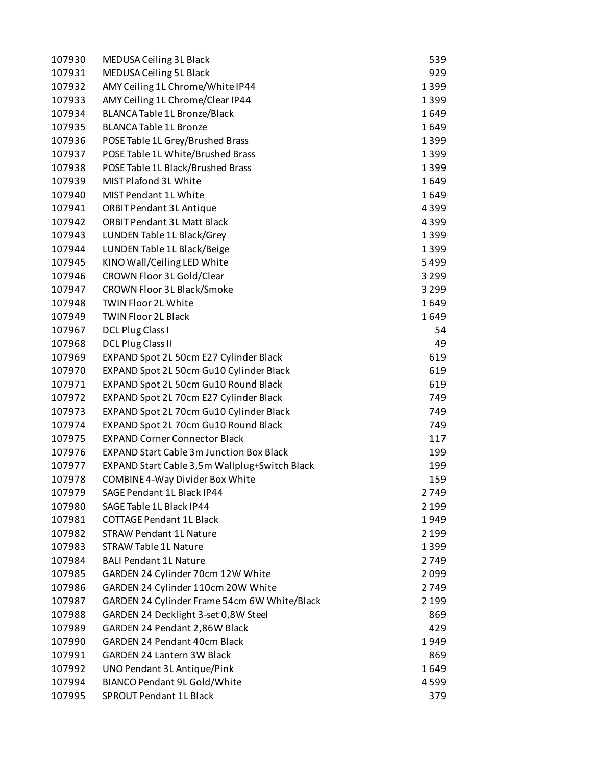| | | |
|---|---|---|
| 107930 | MEDUSA Ceiling 3L Black | 539 |
| 107931 | MEDUSA Ceiling 5L Black | 929 |
| 107932 | AMY Ceiling 1L Chrome/White IP44 | 1 399 |
| 107933 | AMY Ceiling 1L Chrome/Clear IP44 | 1 399 |
| 107934 | BLANCA Table 1L Bronze/Black | 1 649 |
| 107935 | BLANCA Table 1L Bronze | 1 649 |
| 107936 | POSE Table 1L Grey/Brushed Brass | 1 399 |
| 107937 | POSE Table 1L White/Brushed Brass | 1 399 |
| 107938 | POSE Table 1L Black/Brushed Brass | 1 399 |
| 107939 | MIST Plafond 3L White | 1 649 |
| 107940 | MIST Pendant 1L White | 1 649 |
| 107941 | ORBIT Pendant 3L Antique | 4 399 |
| 107942 | ORBIT Pendant 3L Matt Black | 4 399 |
| 107943 | LUNDEN Table 1L Black/Grey | 1 399 |
| 107944 | LUNDEN Table 1L Black/Beige | 1 399 |
| 107945 | KINO Wall/Ceiling LED White | 5 499 |
| 107946 | CROWN Floor 3L Gold/Clear | 3 299 |
| 107947 | CROWN Floor 3L Black/Smoke | 3 299 |
| 107948 | TWIN Floor 2L White | 1 649 |
| 107949 | TWIN Floor 2L Black | 1 649 |
| 107967 | DCL Plug Class I | 54 |
| 107968 | DCL Plug Class II | 49 |
| 107969 | EXPAND Spot 2L 50cm E27 Cylinder Black | 619 |
| 107970 | EXPAND Spot 2L 50cm Gu10 Cylinder Black | 619 |
| 107971 | EXPAND Spot 2L 50cm Gu10 Round Black | 619 |
| 107972 | EXPAND Spot 2L 70cm E27 Cylinder Black | 749 |
| 107973 | EXPAND Spot 2L 70cm Gu10 Cylinder Black | 749 |
| 107974 | EXPAND Spot 2L 70cm Gu10 Round Black | 749 |
| 107975 | EXPAND Corner Connector Black | 117 |
| 107976 | EXPAND Start Cable 3m Junction Box Black | 199 |
| 107977 | EXPAND Start Cable 3,5m Wallplug+Switch Black | 199 |
| 107978 | COMBINE 4-Way Divider Box White | 159 |
| 107979 | SAGE Pendant 1L Black IP44 | 2 749 |
| 107980 | SAGE Table 1L Black IP44 | 2 199 |
| 107981 | COTTAGE Pendant 1L Black | 1 949 |
| 107982 | STRAW Pendant 1L Nature | 2 199 |
| 107983 | STRAW Table 1L Nature | 1 399 |
| 107984 | BALI Pendant 1L Nature | 2 749 |
| 107985 | GARDEN 24 Cylinder 70cm 12W White | 2 099 |
| 107986 | GARDEN 24 Cylinder 110cm 20W White | 2 749 |
| 107987 | GARDEN 24 Cylinder Frame 54cm 6W White/Black | 2 199 |
| 107988 | GARDEN 24 Decklight 3-set 0,8W Steel | 869 |
| 107989 | GARDEN 24 Pendant 2,86W Black | 429 |
| 107990 | GARDEN 24 Pendant 40cm Black | 1 949 |
| 107991 | GARDEN 24 Lantern 3W Black | 869 |
| 107992 | UNO Pendant 3L Antique/Pink | 1 649 |
| 107994 | BIANCO Pendant 9L Gold/White | 4 599 |
| 107995 | SPROUT Pendant 1L Black | 379 |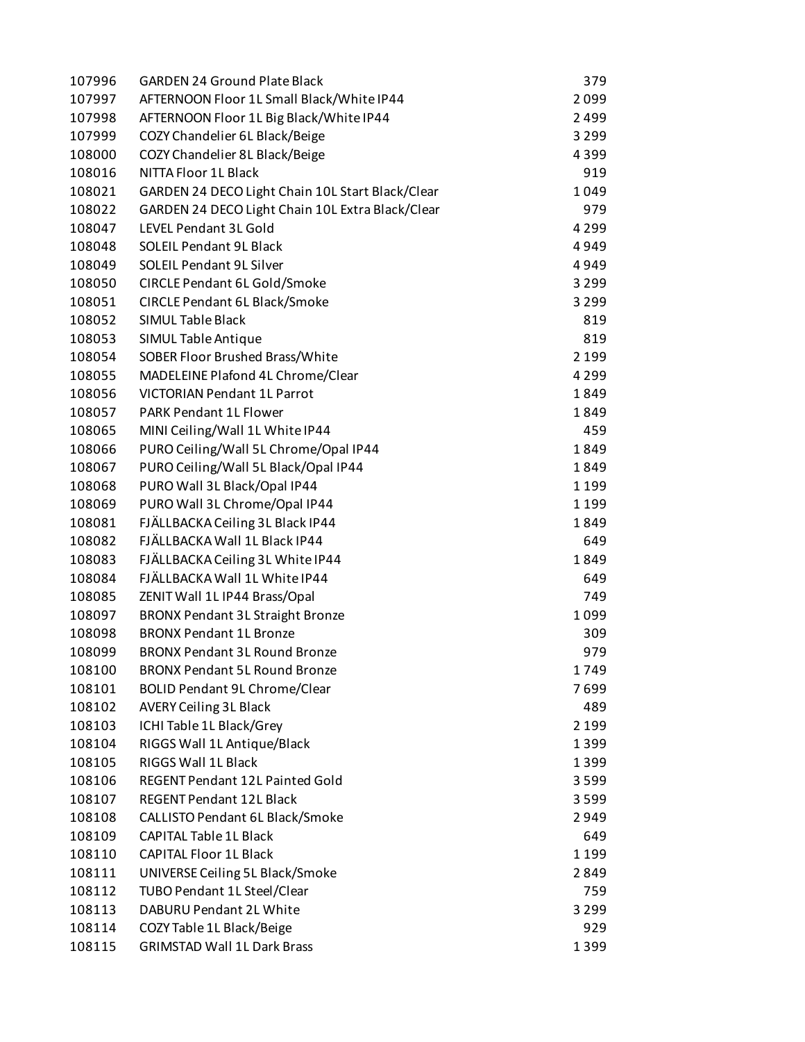| | | |
|---|---|---|
| 107996 | GARDEN 24 Ground Plate Black | 379 |
| 107997 | AFTERNOON Floor 1L Small Black/White IP44 | 2 099 |
| 107998 | AFTERNOON Floor 1L Big Black/White IP44 | 2 499 |
| 107999 | COZY Chandelier 6L Black/Beige | 3 299 |
| 108000 | COZY Chandelier 8L Black/Beige | 4 399 |
| 108016 | NITTA Floor 1L Black | 919 |
| 108021 | GARDEN 24 DECO Light Chain 10L Start Black/Clear | 1 049 |
| 108022 | GARDEN 24 DECO Light Chain 10L Extra Black/Clear | 979 |
| 108047 | LEVEL Pendant 3L Gold | 4 299 |
| 108048 | SOLEIL Pendant 9L Black | 4 949 |
| 108049 | SOLEIL Pendant 9L Silver | 4 949 |
| 108050 | CIRCLE Pendant 6L Gold/Smoke | 3 299 |
| 108051 | CIRCLE Pendant 6L Black/Smoke | 3 299 |
| 108052 | SIMUL Table Black | 819 |
| 108053 | SIMUL Table Antique | 819 |
| 108054 | SOBER Floor Brushed Brass/White | 2 199 |
| 108055 | MADELEINE Plafond 4L Chrome/Clear | 4 299 |
| 108056 | VICTORIAN Pendant 1L Parrot | 1 849 |
| 108057 | PARK Pendant 1L Flower | 1 849 |
| 108065 | MINI Ceiling/Wall 1L White IP44 | 459 |
| 108066 | PURO Ceiling/Wall 5L Chrome/Opal IP44 | 1 849 |
| 108067 | PURO Ceiling/Wall 5L Black/Opal IP44 | 1 849 |
| 108068 | PURO Wall 3L Black/Opal IP44 | 1 199 |
| 108069 | PURO Wall 3L Chrome/Opal IP44 | 1 199 |
| 108081 | FJÄLLBACKA Ceiling 3L Black IP44 | 1 849 |
| 108082 | FJÄLLBACKA Wall 1L Black IP44 | 649 |
| 108083 | FJÄLLBACKA Ceiling 3L White IP44 | 1 849 |
| 108084 | FJÄLLBACKA Wall 1L White IP44 | 649 |
| 108085 | ZENIT Wall 1L IP44 Brass/Opal | 749 |
| 108097 | BRONX Pendant 3L Straight Bronze | 1 099 |
| 108098 | BRONX Pendant 1L Bronze | 309 |
| 108099 | BRONX Pendant 3L Round Bronze | 979 |
| 108100 | BRONX Pendant 5L Round Bronze | 1 749 |
| 108101 | BOLID Pendant 9L Chrome/Clear | 7 699 |
| 108102 | AVERY Ceiling 3L Black | 489 |
| 108103 | ICHI Table 1L Black/Grey | 2 199 |
| 108104 | RIGGS Wall 1L Antique/Black | 1 399 |
| 108105 | RIGGS Wall 1L Black | 1 399 |
| 108106 | REGENT Pendant 12L Painted Gold | 3 599 |
| 108107 | REGENT Pendant 12L Black | 3 599 |
| 108108 | CALLISTO Pendant 6L Black/Smoke | 2 949 |
| 108109 | CAPITAL Table 1L Black | 649 |
| 108110 | CAPITAL Floor 1L Black | 1 199 |
| 108111 | UNIVERSE Ceiling 5L Black/Smoke | 2 849 |
| 108112 | TUBO Pendant 1L Steel/Clear | 759 |
| 108113 | DABURU Pendant 2L White | 3 299 |
| 108114 | COZY Table 1L Black/Beige | 929 |
| 108115 | GRIMSTAD Wall 1L Dark Brass | 1 399 |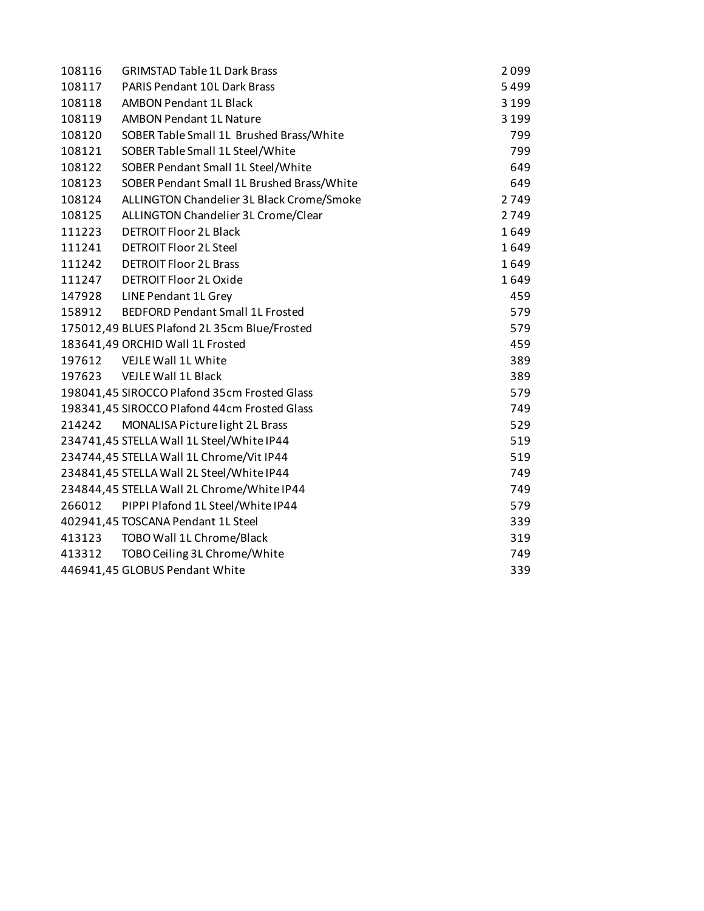| | | |
|---|---|---|
| 108116 | GRIMSTAD Table 1L Dark Brass | 2 099 |
| 108117 | PARIS Pendant 10L Dark Brass | 5 499 |
| 108118 | AMBON Pendant 1L Black | 3 199 |
| 108119 | AMBON Pendant 1L Nature | 3 199 |
| 108120 | SOBER Table Small 1L Brushed Brass/White | 799 |
| 108121 | SOBER Table Small 1L Steel/White | 799 |
| 108122 | SOBER Pendant Small 1L Steel/White | 649 |
| 108123 | SOBER Pendant Small 1L Brushed Brass/White | 649 |
| 108124 | ALLINGTON Chandelier 3L Black Crome/Smoke | 2 749 |
| 108125 | ALLINGTON Chandelier 3L Crome/Clear | 2 749 |
| 111223 | DETROIT Floor 2L Black | 1 649 |
| 111241 | DETROIT Floor 2L Steel | 1 649 |
| 111242 | DETROIT Floor 2L Brass | 1 649 |
| 111247 | DETROIT Floor 2L Oxide | 1 649 |
| 147928 | LINE Pendant 1L Grey | 459 |
| 158912 | BEDFORD Pendant Small 1L Frosted | 579 |
| 175012,49 | BLUES Plafond 2L 35cm Blue/Frosted | 579 |
| 183641,49 | ORCHID Wall 1L Frosted | 459 |
| 197612 | VEJLE Wall 1L White | 389 |
| 197623 | VEJLE Wall 1L Black | 389 |
| 198041,45 | SIROCCO Plafond 35cm Frosted Glass | 579 |
| 198341,45 | SIROCCO Plafond 44cm Frosted Glass | 749 |
| 214242 | MONALISA Picture light 2L Brass | 529 |
| 234741,45 | STELLA Wall 1L Steel/White IP44 | 519 |
| 234744,45 | STELLA Wall 1L Chrome/Vit IP44 | 519 |
| 234841,45 | STELLA Wall 2L Steel/White IP44 | 749 |
| 234844,45 | STELLA Wall 2L Chrome/White IP44 | 749 |
| 266012 | PIPPI Plafond 1L Steel/White IP44 | 579 |
| 402941,45 | TOSCANA Pendant 1L Steel | 339 |
| 413123 | TOBO Wall 1L Chrome/Black | 319 |
| 413312 | TOBO Ceiling 3L Chrome/White | 749 |
| 446941,45 | GLOBUS Pendant White | 339 |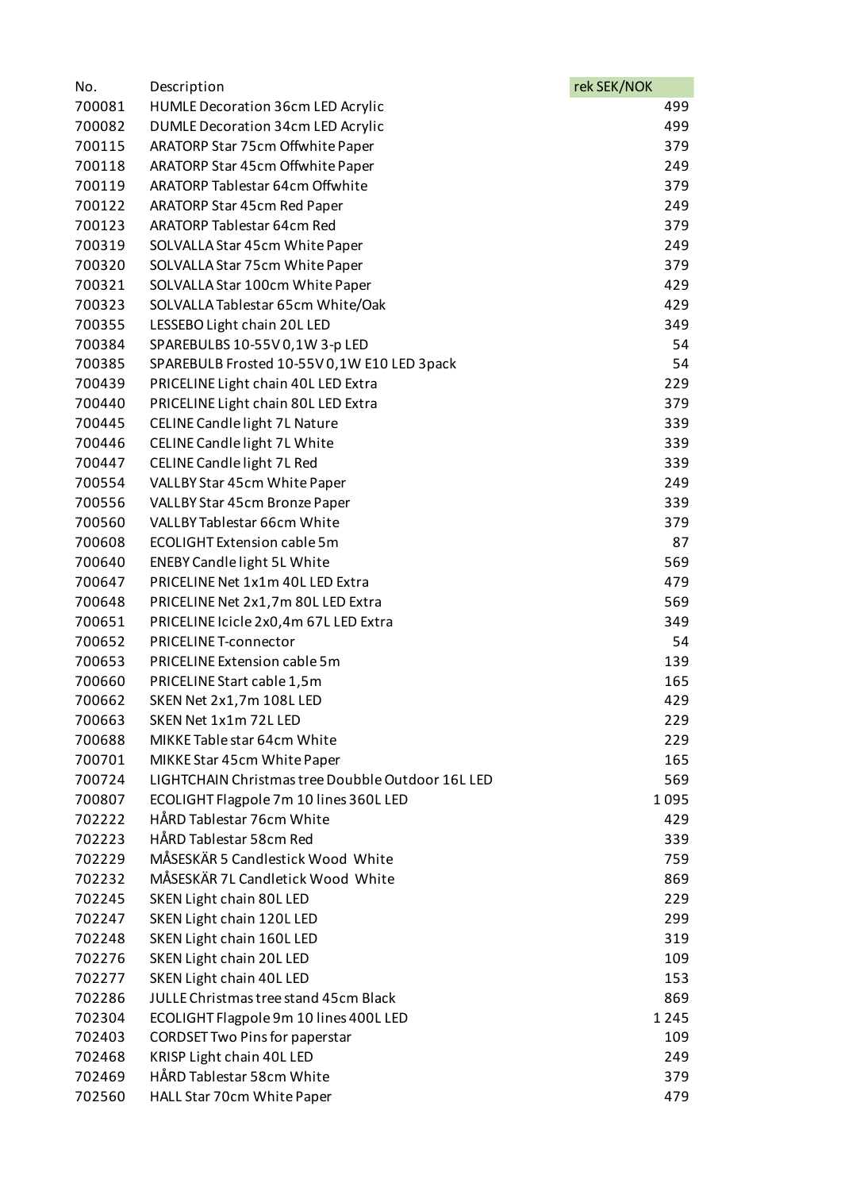| No. | Description | rek SEK/NOK |
|---|---|---|
| 700081 | HUMLE Decoration 36cm LED Acrylic | 499 |
| 700082 | DUMLE Decoration 34cm LED Acrylic | 499 |
| 700115 | ARATORP Star 75cm Offwhite Paper | 379 |
| 700118 | ARATORP Star 45cm Offwhite Paper | 249 |
| 700119 | ARATORP Tablestar 64cm Offwhite | 379 |
| 700122 | ARATORP Star 45cm Red Paper | 249 |
| 700123 | ARATORP Tablestar 64cm Red | 379 |
| 700319 | SOLVALLA Star 45cm White Paper | 249 |
| 700320 | SOLVALLA Star 75cm White Paper | 379 |
| 700321 | SOLVALLA Star 100cm White Paper | 429 |
| 700323 | SOLVALLA Tablestar 65cm White/Oak | 429 |
| 700355 | LESSEBO Light chain 20L LED | 349 |
| 700384 | SPAREBULBS 10-55V 0,1W 3-p LED | 54 |
| 700385 | SPAREBULB Frosted 10-55V 0,1W E10 LED 3pack | 54 |
| 700439 | PRICELINE Light chain 40L LED Extra | 229 |
| 700440 | PRICELINE Light chain 80L LED Extra | 379 |
| 700445 | CELINE Candle light 7L Nature | 339 |
| 700446 | CELINE Candle light 7L White | 339 |
| 700447 | CELINE Candle light 7L Red | 339 |
| 700554 | VALLBY Star 45cm White Paper | 249 |
| 700556 | VALLBY Star 45cm Bronze Paper | 339 |
| 700560 | VALLBY Tablestar 66cm White | 379 |
| 700608 | ECOLIGHT Extension cable 5m | 87 |
| 700640 | ENEBY Candle light 5L White | 569 |
| 700647 | PRICELINE Net 1x1m 40L LED Extra | 479 |
| 700648 | PRICELINE Net 2x1,7m 80L LED Extra | 569 |
| 700651 | PRICELINE Icicle 2x0,4m 67L LED Extra | 349 |
| 700652 | PRICELINE T-connector | 54 |
| 700653 | PRICELINE Extension cable 5m | 139 |
| 700660 | PRICELINE Start cable 1,5m | 165 |
| 700662 | SKEN Net 2x1,7m 108L LED | 429 |
| 700663 | SKEN Net 1x1m 72L LED | 229 |
| 700688 | MIKKE Table star 64cm White | 229 |
| 700701 | MIKKE Star 45cm White Paper | 165 |
| 700724 | LIGHTCHAIN Christmas tree Doubble Outdoor 16L LED | 569 |
| 700807 | ECOLIGHT Flagpole 7m 10 lines 360L LED | 1 095 |
| 702222 | HÅRD Tablestar 76cm White | 429 |
| 702223 | HÅRD Tablestar 58cm Red | 339 |
| 702229 | MÅSESKÄR 5 Candlestick Wood White | 759 |
| 702232 | MÅSESKÄR 7L Candletick Wood White | 869 |
| 702245 | SKEN Light chain 80L LED | 229 |
| 702247 | SKEN Light chain 120L LED | 299 |
| 702248 | SKEN Light chain 160L LED | 319 |
| 702276 | SKEN Light chain 20L LED | 109 |
| 702277 | SKEN Light chain 40L LED | 153 |
| 702286 | JULLE Christmas tree stand 45cm Black | 869 |
| 702304 | ECOLIGHT Flagpole 9m 10 lines 400L LED | 1 245 |
| 702403 | CORDSET Two Pins for paperstar | 109 |
| 702468 | KRISP Light chain 40L LED | 249 |
| 702469 | HÅRD Tablestar 58cm White | 379 |
| 702560 | HALL Star 70cm White Paper | 479 |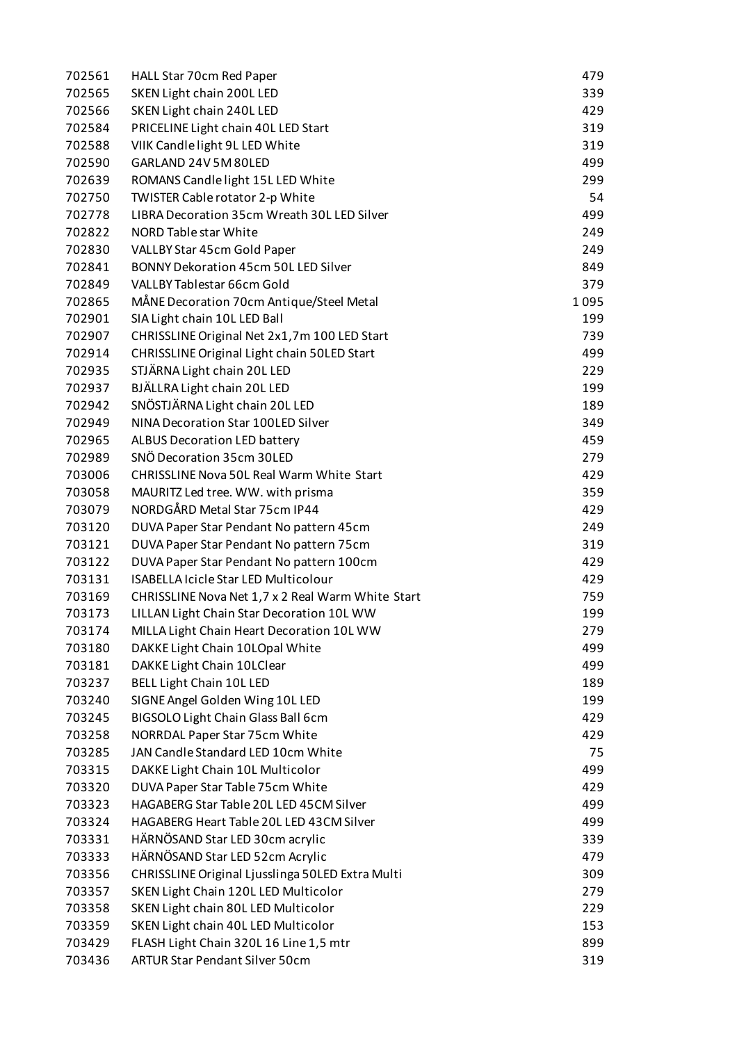| | | |
|---|---|---|
| 702561 | HALL Star 70cm Red Paper | 479 |
| 702565 | SKEN Light chain 200L LED | 339 |
| 702566 | SKEN Light chain 240L LED | 429 |
| 702584 | PRICELINE Light chain 40L LED Start | 319 |
| 702588 | VIIK Candle light 9L LED White | 319 |
| 702590 | GARLAND 24V 5M 80LED | 499 |
| 702639 | ROMANS Candle light 15L LED White | 299 |
| 702750 | TWISTER Cable rotator 2-p White | 54 |
| 702778 | LIBRA Decoration 35cm Wreath 30L LED Silver | 499 |
| 702822 | NORD Table star White | 249 |
| 702830 | VALLBY Star 45cm Gold Paper | 249 |
| 702841 | BONNY Dekoration 45cm 50L LED Silver | 849 |
| 702849 | VALLBY Tablestar 66cm Gold | 379 |
| 702865 | MÅNE Decoration 70cm Antique/Steel Metal | 1 095 |
| 702901 | SIA Light chain 10L LED Ball | 199 |
| 702907 | CHRISSLINE Original Net 2x1,7m 100 LED Start | 739 |
| 702914 | CHRISSLINE Original Light chain 50LED Start | 499 |
| 702935 | STJÄRNA Light chain 20L LED | 229 |
| 702937 | BJÄLLRA Light chain 20L LED | 199 |
| 702942 | SNÖSTJÄRNA Light chain 20L LED | 189 |
| 702949 | NINA Decoration Star 100LED Silver | 349 |
| 702965 | ALBUS Decoration LED battery | 459 |
| 702989 | SNÖ Decoration 35cm 30LED | 279 |
| 703006 | CHRISSLINE Nova 50L Real Warm White Start | 429 |
| 703058 | MAURITZ Led tree. WW. with prisma | 359 |
| 703079 | NORDGÅRD Metal Star 75cm IP44 | 429 |
| 703120 | DUVA Paper Star Pendant No pattern 45cm | 249 |
| 703121 | DUVA Paper Star Pendant No pattern 75cm | 319 |
| 703122 | DUVA Paper Star Pendant No pattern 100cm | 429 |
| 703131 | ISABELLA Icicle Star LED Multicolour | 429 |
| 703169 | CHRISSLINE Nova Net 1,7 x 2 Real Warm White Start | 759 |
| 703173 | LILLAN Light Chain Star Decoration 10L WW | 199 |
| 703174 | MILLA Light Chain Heart Decoration 10L WW | 279 |
| 703180 | DAKKE Light Chain 10LOpal White | 499 |
| 703181 | DAKKE Light Chain 10LClear | 499 |
| 703237 | BELL Light Chain 10L LED | 189 |
| 703240 | SIGNE Angel Golden Wing 10L LED | 199 |
| 703245 | BIGSOLO Light Chain Glass Ball 6cm | 429 |
| 703258 | NORRDAL Paper Star 75cm White | 429 |
| 703285 | JAN Candle Standard LED 10cm White | 75 |
| 703315 | DAKKE Light Chain 10L Multicolor | 499 |
| 703320 | DUVA Paper Star Table 75cm White | 429 |
| 703323 | HAGABERG Star Table 20L LED 45CM Silver | 499 |
| 703324 | HAGABERG Heart Table 20L LED 43CM Silver | 499 |
| 703331 | HÄRNÖSAND Star LED 30cm acrylic | 339 |
| 703333 | HÄRNÖSAND Star LED 52cm Acrylic | 479 |
| 703356 | CHRISSLINE Original Ljusslinga 50LED Extra Multi | 309 |
| 703357 | SKEN Light Chain 120L LED Multicolor | 279 |
| 703358 | SKEN Light chain 80L LED Multicolor | 229 |
| 703359 | SKEN Light chain 40L LED Multicolor | 153 |
| 703429 | FLASH Light Chain 320L 16 Line 1,5 mtr | 899 |
| 703436 | ARTUR Star Pendant Silver 50cm | 319 |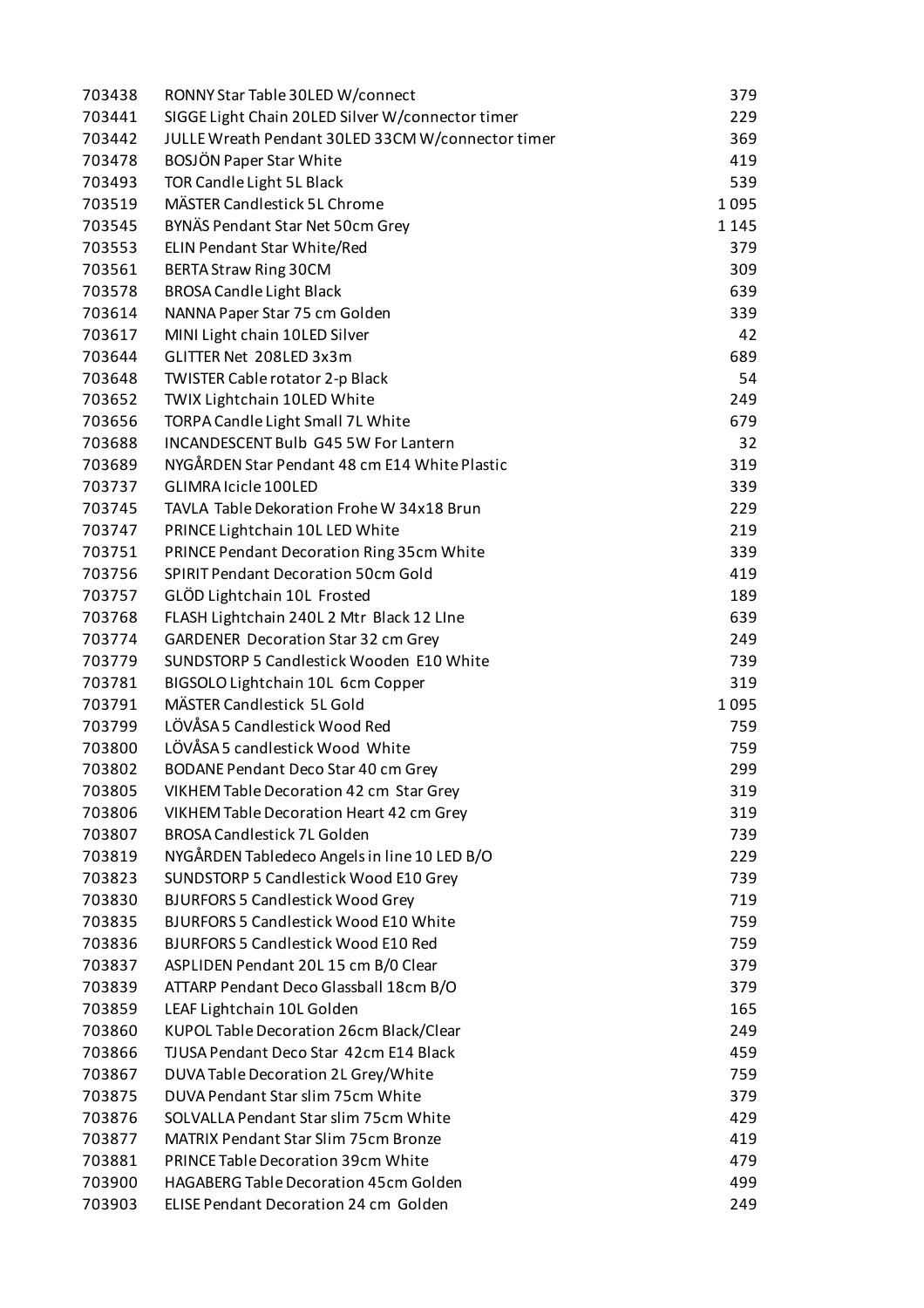| | | |
|---|---|---|
| 703438 | RONNY Star Table 30LED W/connect | 379 |
| 703441 | SIGGE Light Chain 20LED Silver W/connector timer | 229 |
| 703442 | JULLE Wreath Pendant 30LED 33CM W/connector timer | 369 |
| 703478 | BOSJÖN Paper Star White | 419 |
| 703493 | TOR Candle Light 5L Black | 539 |
| 703519 | MÄSTER Candlestick 5L Chrome | 1 095 |
| 703545 | BYNÄS Pendant Star Net 50cm Grey | 1 145 |
| 703553 | ELIN Pendant Star White/Red | 379 |
| 703561 | BERTA Straw Ring 30CM | 309 |
| 703578 | BROSA Candle Light Black | 639 |
| 703614 | NANNA Paper Star 75 cm Golden | 339 |
| 703617 | MINI Light chain 10LED Silver | 42 |
| 703644 | GLITTER Net 208LED 3x3m | 689 |
| 703648 | TWISTER Cable rotator 2-p Black | 54 |
| 703652 | TWIX Lightchain 10LED White | 249 |
| 703656 | TORPA Candle Light Small 7L White | 679 |
| 703688 | INCANDESCENT Bulb G45 5W For Lantern | 32 |
| 703689 | NYGÅRDEN Star Pendant 48 cm E14 White Plastic | 319 |
| 703737 | GLIMRA Icicle 100LED | 339 |
| 703745 | TAVLA Table Dekoration Frohe W 34x18 Brun | 229 |
| 703747 | PRINCE Lightchain 10L LED White | 219 |
| 703751 | PRINCE Pendant Decoration Ring 35cm White | 339 |
| 703756 | SPIRIT Pendant Decoration 50cm Gold | 419 |
| 703757 | GLÖD Lightchain 10L Frosted | 189 |
| 703768 | FLASH Lightchain 240L 2 Mtr Black 12 LIne | 639 |
| 703774 | GARDENER Decoration Star 32 cm Grey | 249 |
| 703779 | SUNDSTORP 5 Candlestick Wooden E10 White | 739 |
| 703781 | BIGSOLO Lightchain 10L 6cm Copper | 319 |
| 703791 | MÄSTER Candlestick 5L Gold | 1 095 |
| 703799 | LÖVÅSA 5 Candlestick Wood Red | 759 |
| 703800 | LÖVÅSA 5 candlestick Wood White | 759 |
| 703802 | BODANE Pendant Deco Star 40 cm Grey | 299 |
| 703805 | VIKHEM Table Decoration 42 cm Star Grey | 319 |
| 703806 | VIKHEM Table Decoration Heart 42 cm Grey | 319 |
| 703807 | BROSA Candlestick 7L Golden | 739 |
| 703819 | NYGÅRDEN Tabledeco Angels in line 10 LED B/O | 229 |
| 703823 | SUNDSTORP 5 Candlestick Wood E10 Grey | 739 |
| 703830 | BJURFORS 5 Candlestick Wood Grey | 719 |
| 703835 | BJURFORS 5 Candlestick Wood E10 White | 759 |
| 703836 | BJURFORS 5 Candlestick Wood E10 Red | 759 |
| 703837 | ASPLIDEN Pendant 20L 15 cm B/0 Clear | 379 |
| 703839 | ATTARP Pendant Deco Glassball 18cm B/O | 379 |
| 703859 | LEAF Lightchain 10L Golden | 165 |
| 703860 | KUPOL Table Decoration 26cm Black/Clear | 249 |
| 703866 | TJUSA Pendant Deco Star 42cm E14 Black | 459 |
| 703867 | DUVA Table Decoration 2L Grey/White | 759 |
| 703875 | DUVA Pendant Star slim 75cm White | 379 |
| 703876 | SOLVALLA Pendant Star slim 75cm White | 429 |
| 703877 | MATRIX Pendant Star Slim 75cm Bronze | 419 |
| 703881 | PRINCE Table Decoration 39cm White | 479 |
| 703900 | HAGABERG Table Decoration 45cm Golden | 499 |
| 703903 | ELISE Pendant Decoration 24 cm Golden | 249 |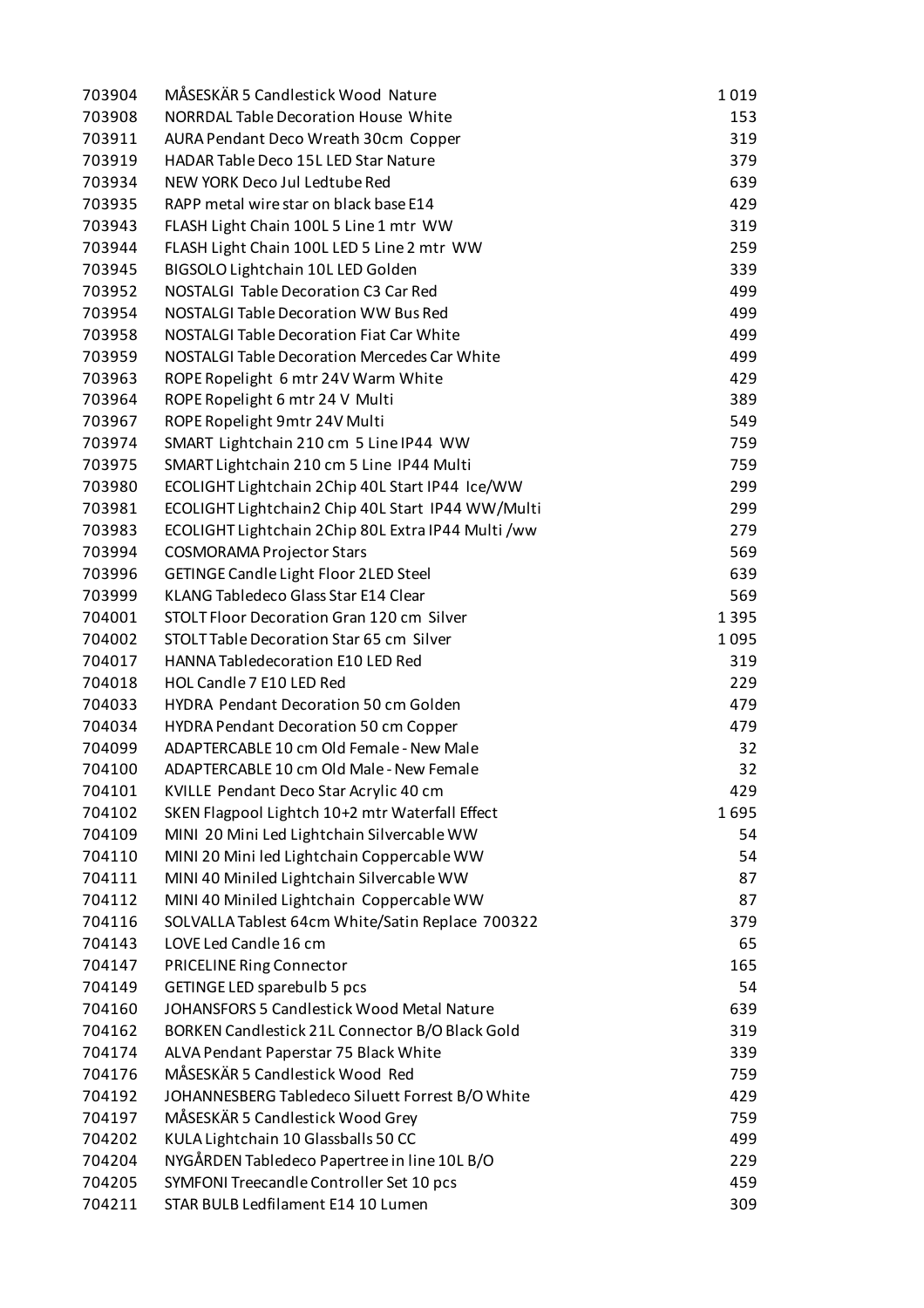| | | |
|---|---|---|
| 703904 | MÅSESKÄR 5 Candlestick Wood Nature | 1 019 |
| 703908 | NORRDAL Table Decoration House White | 153 |
| 703911 | AURA Pendant Deco Wreath 30cm Copper | 319 |
| 703919 | HADAR Table Deco 15L LED Star Nature | 379 |
| 703934 | NEW YORK Deco Jul Ledtube Red | 639 |
| 703935 | RAPP metal wire star on black base E14 | 429 |
| 703943 | FLASH Light Chain 100L 5 Line 1 mtr WW | 319 |
| 703944 | FLASH Light Chain 100L LED 5 Line 2 mtr WW | 259 |
| 703945 | BIGSOLO Lightchain 10L LED Golden | 339 |
| 703952 | NOSTALGI Table Decoration C3 Car Red | 499 |
| 703954 | NOSTALGI Table Decoration WW Bus Red | 499 |
| 703958 | NOSTALGI Table Decoration Fiat Car White | 499 |
| 703959 | NOSTALGI Table Decoration Mercedes Car White | 499 |
| 703963 | ROPE Ropelight 6 mtr 24V Warm White | 429 |
| 703964 | ROPE Ropelight 6 mtr 24 V Multi | 389 |
| 703967 | ROPE Ropelight 9mtr 24V Multi | 549 |
| 703974 | SMART Lightchain 210 cm 5 Line IP44 WW | 759 |
| 703975 | SMART Lightchain 210 cm 5 Line IP44 Multi | 759 |
| 703980 | ECOLIGHT Lightchain 2Chip 40L Start IP44 Ice/WW | 299 |
| 703981 | ECOLIGHT Lightchain2 Chip 40L Start IP44 WW/Multi | 299 |
| 703983 | ECOLIGHT Lightchain 2Chip 80L Extra IP44 Multi /ww | 279 |
| 703994 | COSMORAMA Projector Stars | 569 |
| 703996 | GETINGE Candle Light Floor 2LED Steel | 639 |
| 703999 | KLANG Tabledeco Glass Star E14 Clear | 569 |
| 704001 | STOLT Floor Decoration Gran 120 cm Silver | 1 395 |
| 704002 | STOLT Table Decoration Star 65 cm Silver | 1 095 |
| 704017 | HANNA Tabledecoration E10 LED Red | 319 |
| 704018 | HOL Candle 7 E10 LED Red | 229 |
| 704033 | HYDRA Pendant Decoration 50 cm Golden | 479 |
| 704034 | HYDRA Pendant Decoration 50 cm Copper | 479 |
| 704099 | ADAPTERCABLE 10 cm Old Female - New Male | 32 |
| 704100 | ADAPTERCABLE 10 cm Old Male - New Female | 32 |
| 704101 | KVILLE Pendant Deco Star Acrylic 40 cm | 429 |
| 704102 | SKEN Flagpool Lightch 10+2 mtr Waterfall Effect | 1 695 |
| 704109 | MINI 20 Mini Led Lightchain Silvercable WW | 54 |
| 704110 | MINI 20 Mini led Lightchain Coppercable WW | 54 |
| 704111 | MINI 40 Miniled Lightchain Silvercable WW | 87 |
| 704112 | MINI 40 Miniled Lightchain Coppercable WW | 87 |
| 704116 | SOLVALLA Tablest 64cm White/Satin Replace 700322 | 379 |
| 704143 | LOVE Led Candle 16 cm | 65 |
| 704147 | PRICELINE Ring Connector | 165 |
| 704149 | GETINGE LED sparebulb 5 pcs | 54 |
| 704160 | JOHANSFORS 5 Candlestick Wood Metal Nature | 639 |
| 704162 | BORKEN Candlestick 21L Connector B/O Black Gold | 319 |
| 704174 | ALVA Pendant Paperstar 75 Black White | 339 |
| 704176 | MÅSESKÄR 5 Candlestick Wood Red | 759 |
| 704192 | JOHANNESBERG Tabledeco Siluett Forrest B/O White | 429 |
| 704197 | MÅSESKÄR 5 Candlestick Wood Grey | 759 |
| 704202 | KULA Lightchain 10 Glassballs 50 CC | 499 |
| 704204 | NYGÅRDEN Tabledeco Papertree in line 10L B/O | 229 |
| 704205 | SYMFONI Treecandle Controller Set 10 pcs | 459 |
| 704211 | STAR BULB Ledfilament E14 10 Lumen | 309 |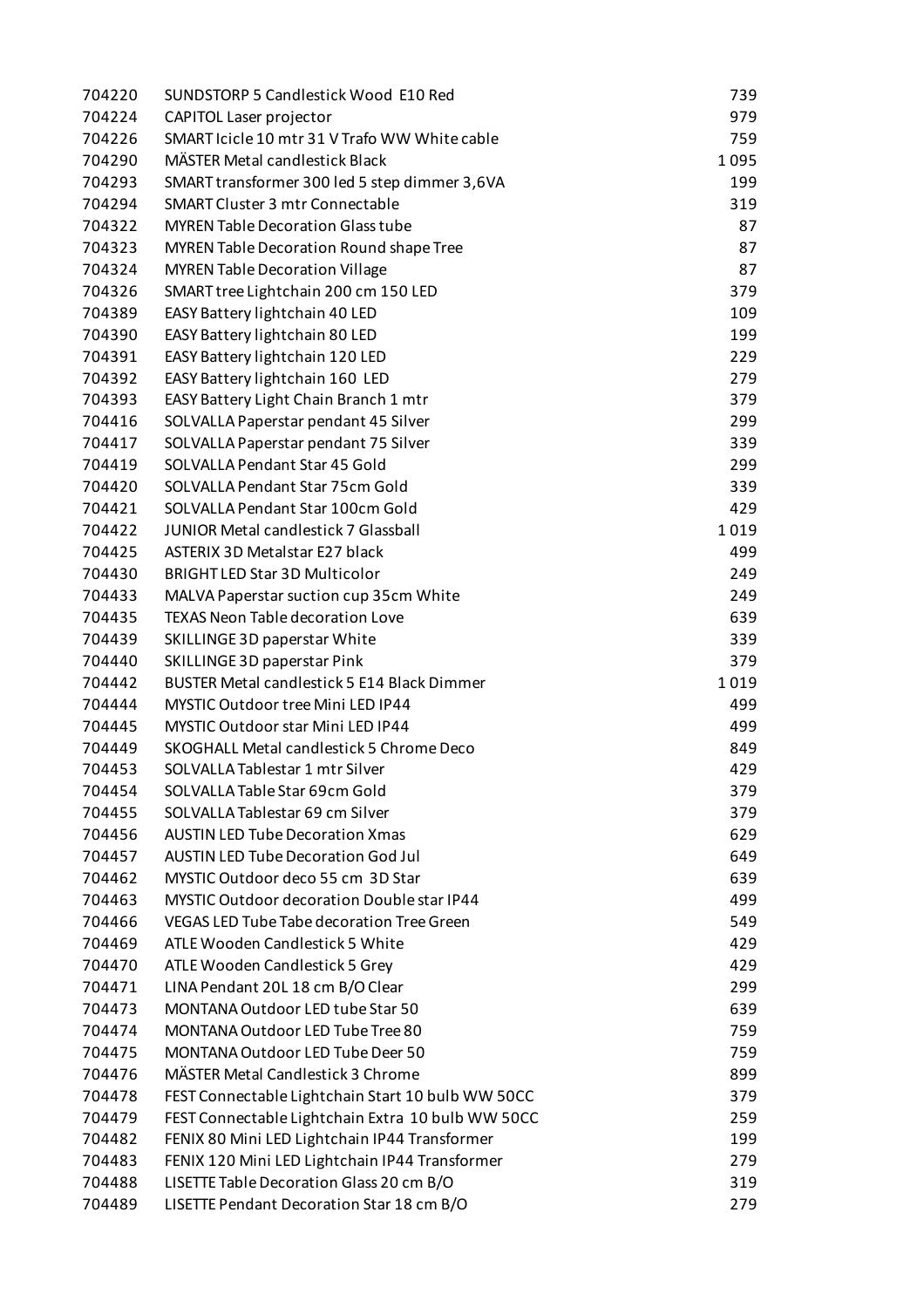| | | |
|---|---|---|
| 704220 | SUNDSTORP 5 Candlestick Wood E10 Red | 739 |
| 704224 | CAPITOL Laser projector | 979 |
| 704226 | SMART Icicle 10 mtr 31 V Trafo WW White cable | 759 |
| 704290 | MÄSTER Metal candlestick Black | 1 095 |
| 704293 | SMART transformer 300 led 5 step dimmer 3,6VA | 199 |
| 704294 | SMART Cluster 3 mtr Connectable | 319 |
| 704322 | MYREN Table Decoration Glass tube | 87 |
| 704323 | MYREN Table Decoration Round shape Tree | 87 |
| 704324 | MYREN Table Decoration Village | 87 |
| 704326 | SMART tree Lightchain 200 cm 150 LED | 379 |
| 704389 | EASY Battery lightchain 40 LED | 109 |
| 704390 | EASY Battery lightchain 80 LED | 199 |
| 704391 | EASY Battery lightchain 120 LED | 229 |
| 704392 | EASY Battery lightchain 160 LED | 279 |
| 704393 | EASY Battery Light Chain Branch 1 mtr | 379 |
| 704416 | SOLVALLA Paperstar pendant 45 Silver | 299 |
| 704417 | SOLVALLA Paperstar pendant 75 Silver | 339 |
| 704419 | SOLVALLA Pendant Star 45 Gold | 299 |
| 704420 | SOLVALLA Pendant Star 75cm Gold | 339 |
| 704421 | SOLVALLA Pendant Star 100cm Gold | 429 |
| 704422 | JUNIOR Metal candlestick 7 Glassball | 1 019 |
| 704425 | ASTERIX 3D Metalstar E27 black | 499 |
| 704430 | BRIGHT LED Star 3D Multicolor | 249 |
| 704433 | MALVA Paperstar suction cup 35cm White | 249 |
| 704435 | TEXAS Neon Table decoration Love | 639 |
| 704439 | SKILLINGE 3D paperstar White | 339 |
| 704440 | SKILLINGE 3D paperstar Pink | 379 |
| 704442 | BUSTER Metal candlestick 5 E14 Black Dimmer | 1 019 |
| 704444 | MYSTIC Outdoor tree Mini LED IP44 | 499 |
| 704445 | MYSTIC Outdoor star Mini LED IP44 | 499 |
| 704449 | SKOGHALL Metal candlestick 5 Chrome Deco | 849 |
| 704453 | SOLVALLA Tablestar 1 mtr Silver | 429 |
| 704454 | SOLVALLA Table Star 69cm Gold | 379 |
| 704455 | SOLVALLA Tablestar 69 cm Silver | 379 |
| 704456 | AUSTIN LED Tube Decoration Xmas | 629 |
| 704457 | AUSTIN LED Tube Decoration God Jul | 649 |
| 704462 | MYSTIC Outdoor deco 55 cm 3D Star | 639 |
| 704463 | MYSTIC Outdoor decoration Double star IP44 | 499 |
| 704466 | VEGAS LED Tube Tabe decoration Tree Green | 549 |
| 704469 | ATLE Wooden Candlestick 5 White | 429 |
| 704470 | ATLE Wooden Candlestick 5 Grey | 429 |
| 704471 | LINA Pendant 20L 18 cm B/O Clear | 299 |
| 704473 | MONTANA Outdoor LED tube Star 50 | 639 |
| 704474 | MONTANA Outdoor LED Tube Tree 80 | 759 |
| 704475 | MONTANA Outdoor LED Tube Deer 50 | 759 |
| 704476 | MÄSTER Metal Candlestick 3 Chrome | 899 |
| 704478 | FEST Connectable Lightchain Start 10 bulb WW 50CC | 379 |
| 704479 | FEST Connectable Lightchain Extra 10 bulb WW 50CC | 259 |
| 704482 | FENIX 80 Mini LED Lightchain IP44 Transformer | 199 |
| 704483 | FENIX 120 Mini LED Lightchain IP44 Transformer | 279 |
| 704488 | LISETTE Table Decoration Glass 20 cm B/O | 319 |
| 704489 | LISETTE Pendant Decoration Star 18 cm B/O | 279 |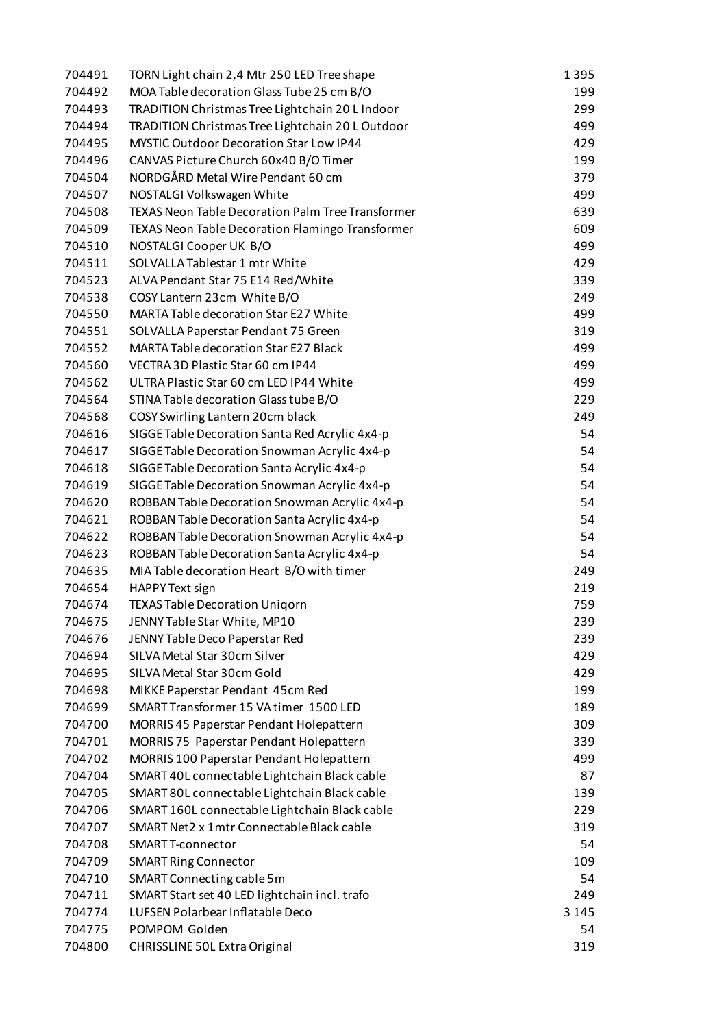| | | |
|---|---|---|
| 704491 | TORN Light chain 2,4 Mtr 250 LED Tree shape | 1 395 |
| 704492 | MOA Table decoration Glass Tube 25 cm B/O | 199 |
| 704493 | TRADITION Christmas Tree Lightchain 20 L Indoor | 299 |
| 704494 | TRADITION Christmas Tree Lightchain 20 L Outdoor | 499 |
| 704495 | MYSTIC Outdoor Decoration Star Low IP44 | 429 |
| 704496 | CANVAS Picture Church 60x40 B/O Timer | 199 |
| 704504 | NORDGÅRD Metal Wire Pendant 60 cm | 379 |
| 704507 | NOSTALGI Volkswagen White | 499 |
| 704508 | TEXAS Neon Table Decoration Palm Tree Transformer | 639 |
| 704509 | TEXAS Neon Table Decoration Flamingo Transformer | 609 |
| 704510 | NOSTALGI Cooper UK B/O | 499 |
| 704511 | SOLVALLA Tablestar 1 mtr White | 429 |
| 704523 | ALVA Pendant Star 75 E14 Red/White | 339 |
| 704538 | COSY Lantern 23cm White B/O | 249 |
| 704550 | MARTA Table decoration Star E27 White | 499 |
| 704551 | SOLVALLA Paperstar Pendant 75 Green | 319 |
| 704552 | MARTA Table decoration Star E27 Black | 499 |
| 704560 | VECTRA 3D Plastic Star 60 cm IP44 | 499 |
| 704562 | ULTRA Plastic Star 60 cm LED IP44 White | 499 |
| 704564 | STINA Table decoration Glass tube B/O | 229 |
| 704568 | COSY Swirling Lantern 20cm black | 249 |
| 704616 | SIGGE Table Decoration Santa Red Acrylic 4x4-p | 54 |
| 704617 | SIGGE Table Decoration Snowman Acrylic 4x4-p | 54 |
| 704618 | SIGGE Table Decoration Santa Acrylic 4x4-p | 54 |
| 704619 | SIGGE Table Decoration Snowman Acrylic 4x4-p | 54 |
| 704620 | ROBBAN Table Decoration Snowman Acrylic 4x4-p | 54 |
| 704621 | ROBBAN Table Decoration Santa Acrylic 4x4-p | 54 |
| 704622 | ROBBAN Table Decoration Snowman Acrylic 4x4-p | 54 |
| 704623 | ROBBAN Table Decoration Santa Acrylic 4x4-p | 54 |
| 704635 | MIA Table decoration Heart B/O with timer | 249 |
| 704654 | HAPPY Text sign | 219 |
| 704674 | TEXAS Table Decoration Uniqorn | 759 |
| 704675 | JENNY Table Star White, MP10 | 239 |
| 704676 | JENNY Table Deco Paperstar Red | 239 |
| 704694 | SILVA Metal Star 30cm Silver | 429 |
| 704695 | SILVA Metal Star 30cm Gold | 429 |
| 704698 | MIKKE Paperstar Pendant 45cm Red | 199 |
| 704699 | SMART Transformer 15 VA timer 1500 LED | 189 |
| 704700 | MORRIS 45 Paperstar Pendant Holepattern | 309 |
| 704701 | MORRIS 75 Paperstar Pendant Holepattern | 339 |
| 704702 | MORRIS 100 Paperstar Pendant Holepattern | 499 |
| 704704 | SMART 40L connectable Lightchain Black cable | 87 |
| 704705 | SMART 80L connectable Lightchain Black cable | 139 |
| 704706 | SMART 160L connectable Lightchain Black cable | 229 |
| 704707 | SMART Net2 x 1mtr Connectable Black cable | 319 |
| 704708 | SMART T-connector | 54 |
| 704709 | SMART Ring Connector | 109 |
| 704710 | SMART Connecting cable 5m | 54 |
| 704711 | SMART Start set 40 LED lightchain incl. trafo | 249 |
| 704774 | LUFSEN Polarbear Inflatable Deco | 3 145 |
| 704775 | POMPOM Golden | 54 |
| 704800 | CHRISSLINE 50L Extra Original | 319 |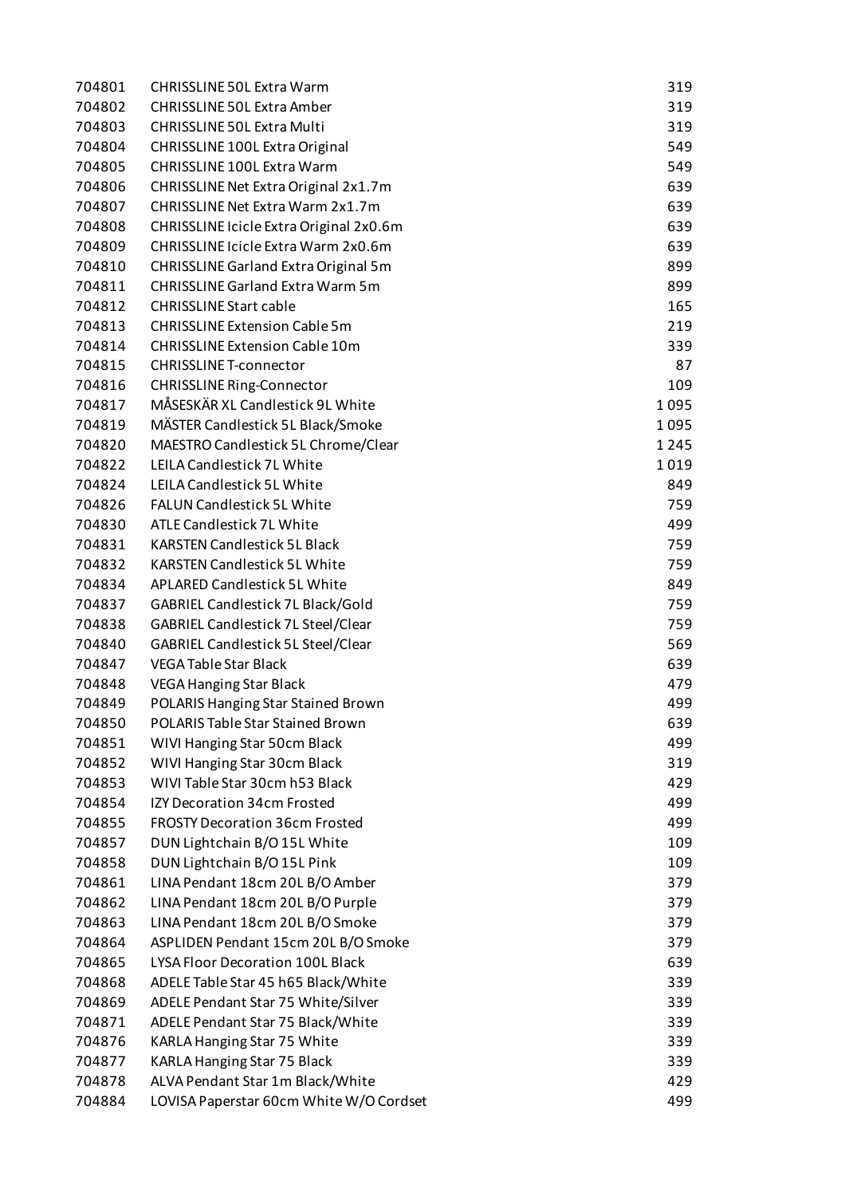| | | |
|---|---|---|
| 704801 | CHRISSLINE 50L Extra Warm | 319 |
| 704802 | CHRISSLINE 50L Extra Amber | 319 |
| 704803 | CHRISSLINE 50L Extra Multi | 319 |
| 704804 | CHRISSLINE 100L Extra Original | 549 |
| 704805 | CHRISSLINE 100L Extra Warm | 549 |
| 704806 | CHRISSLINE Net Extra Original 2x1.7m | 639 |
| 704807 | CHRISSLINE Net Extra Warm 2x1.7m | 639 |
| 704808 | CHRISSLINE Icicle Extra Original 2x0.6m | 639 |
| 704809 | CHRISSLINE Icicle Extra Warm 2x0.6m | 639 |
| 704810 | CHRISSLINE Garland Extra Original 5m | 899 |
| 704811 | CHRISSLINE Garland Extra Warm 5m | 899 |
| 704812 | CHRISSLINE Start cable | 165 |
| 704813 | CHRISSLINE Extension Cable 5m | 219 |
| 704814 | CHRISSLINE Extension Cable 10m | 339 |
| 704815 | CHRISSLINE T-connector | 87 |
| 704816 | CHRISSLINE Ring-Connector | 109 |
| 704817 | MÅSESKÄR XL Candlestick 9L White | 1 095 |
| 704819 | MÄSTER Candlestick 5L Black/Smoke | 1 095 |
| 704820 | MAESTRO Candlestick 5L Chrome/Clear | 1 245 |
| 704822 | LEILA Candlestick 7L White | 1 019 |
| 704824 | LEILA Candlestick 5L White | 849 |
| 704826 | FALUN Candlestick 5L White | 759 |
| 704830 | ATLE Candlestick 7L White | 499 |
| 704831 | KARSTEN Candlestick 5L Black | 759 |
| 704832 | KARSTEN Candlestick 5L White | 759 |
| 704834 | APLARED Candlestick 5L White | 849 |
| 704837 | GABRIEL Candlestick 7L Black/Gold | 759 |
| 704838 | GABRIEL Candlestick 7L Steel/Clear | 759 |
| 704840 | GABRIEL Candlestick 5L Steel/Clear | 569 |
| 704847 | VEGA Table Star Black | 639 |
| 704848 | VEGA Hanging Star Black | 479 |
| 704849 | POLARIS Hanging Star Stained Brown | 499 |
| 704850 | POLARIS Table Star Stained Brown | 639 |
| 704851 | WIVI Hanging Star 50cm Black | 499 |
| 704852 | WIVI Hanging Star 30cm Black | 319 |
| 704853 | WIVI Table Star 30cm h53 Black | 429 |
| 704854 | IZY Decoration 34cm Frosted | 499 |
| 704855 | FROSTY Decoration 36cm Frosted | 499 |
| 704857 | DUN Lightchain B/O 15L White | 109 |
| 704858 | DUN Lightchain B/O 15L Pink | 109 |
| 704861 | LINA Pendant 18cm 20L B/O Amber | 379 |
| 704862 | LINA Pendant 18cm 20L B/O Purple | 379 |
| 704863 | LINA Pendant 18cm 20L B/O Smoke | 379 |
| 704864 | ASPLIDEN Pendant 15cm 20L B/O Smoke | 379 |
| 704865 | LYSA Floor Decoration 100L Black | 639 |
| 704868 | ADELE Table Star 45 h65 Black/White | 339 |
| 704869 | ADELE Pendant Star 75 White/Silver | 339 |
| 704871 | ADELE Pendant Star 75 Black/White | 339 |
| 704876 | KARLA Hanging Star 75 White | 339 |
| 704877 | KARLA Hanging Star 75 Black | 339 |
| 704878 | ALVA Pendant Star 1m Black/White | 429 |
| 704884 | LOVISA Paperstar 60cm White W/O Cordset | 499 |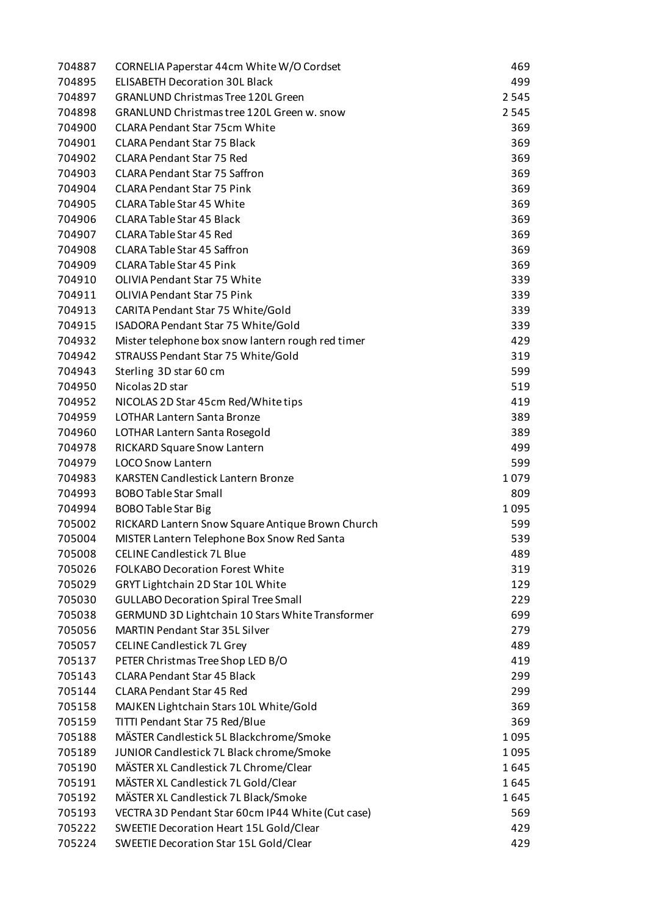| | | |
|---|---|---|
| 704887 | CORNELIA Paperstar 44cm White W/O Cordset | 469 |
| 704895 | ELISABETH Decoration 30L Black | 499 |
| 704897 | GRANLUND Christmas Tree 120L Green | 2 545 |
| 704898 | GRANLUND Christmas tree 120L Green w. snow | 2 545 |
| 704900 | CLARA Pendant Star 75cm White | 369 |
| 704901 | CLARA Pendant Star 75 Black | 369 |
| 704902 | CLARA Pendant Star 75 Red | 369 |
| 704903 | CLARA Pendant Star 75 Saffron | 369 |
| 704904 | CLARA Pendant Star 75 Pink | 369 |
| 704905 | CLARA Table Star 45 White | 369 |
| 704906 | CLARA Table Star 45 Black | 369 |
| 704907 | CLARA Table Star 45 Red | 369 |
| 704908 | CLARA Table Star 45 Saffron | 369 |
| 704909 | CLARA Table Star 45 Pink | 369 |
| 704910 | OLIVIA Pendant Star 75 White | 339 |
| 704911 | OLIVIA Pendant Star 75 Pink | 339 |
| 704913 | CARITA Pendant Star 75 White/Gold | 339 |
| 704915 | ISADORA Pendant Star 75 White/Gold | 339 |
| 704932 | Mister telephone box snow lantern rough red timer | 429 |
| 704942 | STRAUSS Pendant Star 75 White/Gold | 319 |
| 704943 | Sterling 3D star 60 cm | 599 |
| 704950 | Nicolas 2D star | 519 |
| 704952 | NICOLAS 2D Star 45cm Red/White tips | 419 |
| 704959 | LOTHAR Lantern Santa Bronze | 389 |
| 704960 | LOTHAR Lantern Santa Rosegold | 389 |
| 704978 | RICKARD Square Snow Lantern | 499 |
| 704979 | LOCO Snow Lantern | 599 |
| 704983 | KARSTEN Candlestick Lantern Bronze | 1 079 |
| 704993 | BOBO Table Star Small | 809 |
| 704994 | BOBO Table Star Big | 1 095 |
| 705002 | RICKARD Lantern Snow Square Antique Brown Church | 599 |
| 705004 | MISTER Lantern Telephone Box Snow Red Santa | 539 |
| 705008 | CELINE Candlestick 7L Blue | 489 |
| 705026 | FOLKABO Decoration Forest White | 319 |
| 705029 | GRYT Lightchain 2D Star 10L White | 129 |
| 705030 | GULLABO Decoration Spiral Tree Small | 229 |
| 705038 | GERMUND 3D Lightchain 10 Stars White Transformer | 699 |
| 705056 | MARTIN Pendant Star 35L Silver | 279 |
| 705057 | CELINE Candlestick 7L Grey | 489 |
| 705137 | PETER Christmas Tree Shop LED B/O | 419 |
| 705143 | CLARA Pendant Star 45 Black | 299 |
| 705144 | CLARA Pendant Star 45 Red | 299 |
| 705158 | MAJKEN Lightchain Stars 10L White/Gold | 369 |
| 705159 | TITTI Pendant Star 75 Red/Blue | 369 |
| 705188 | MÄSTER Candlestick 5L Blackchrome/Smoke | 1 095 |
| 705189 | JUNIOR Candlestick 7L Black chrome/Smoke | 1 095 |
| 705190 | MÄSTER XL Candlestick 7L Chrome/Clear | 1 645 |
| 705191 | MÄSTER XL Candlestick 7L Gold/Clear | 1 645 |
| 705192 | MÄSTER XL Candlestick 7L Black/Smoke | 1 645 |
| 705193 | VECTRA 3D Pendant Star 60cm IP44 White (Cut case) | 569 |
| 705222 | SWEETIE Decoration Heart 15L Gold/Clear | 429 |
| 705224 | SWEETIE Decoration Star 15L Gold/Clear | 429 |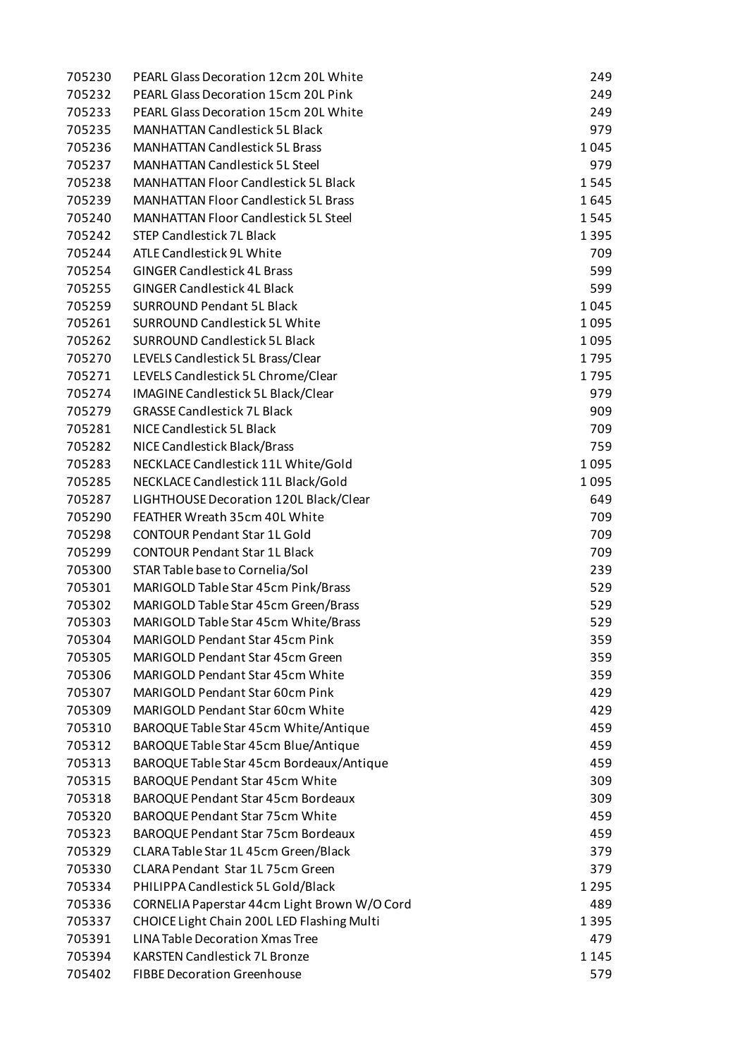| | | |
|---|---|---|
| 705230 | PEARL Glass Decoration 12cm 20L White | 249 |
| 705232 | PEARL Glass Decoration 15cm 20L Pink | 249 |
| 705233 | PEARL Glass Decoration 15cm 20L White | 249 |
| 705235 | MANHATTAN Candlestick 5L Black | 979 |
| 705236 | MANHATTAN Candlestick 5L Brass | 1 045 |
| 705237 | MANHATTAN Candlestick 5L Steel | 979 |
| 705238 | MANHATTAN Floor Candlestick 5L Black | 1 545 |
| 705239 | MANHATTAN Floor Candlestick 5L Brass | 1 645 |
| 705240 | MANHATTAN Floor Candlestick 5L Steel | 1 545 |
| 705242 | STEP Candlestick 7L Black | 1 395 |
| 705244 | ATLE Candlestick 9L White | 709 |
| 705254 | GINGER Candlestick 4L Brass | 599 |
| 705255 | GINGER Candlestick 4L Black | 599 |
| 705259 | SURROUND Pendant 5L Black | 1 045 |
| 705261 | SURROUND Candlestick 5L White | 1 095 |
| 705262 | SURROUND Candlestick 5L Black | 1 095 |
| 705270 | LEVELS Candlestick 5L Brass/Clear | 1 795 |
| 705271 | LEVELS Candlestick 5L Chrome/Clear | 1 795 |
| 705274 | IMAGINE Candlestick 5L Black/Clear | 979 |
| 705279 | GRASSE Candlestick 7L Black | 909 |
| 705281 | NICE Candlestick 5L Black | 709 |
| 705282 | NICE Candlestick Black/Brass | 759 |
| 705283 | NECKLACE Candlestick 11L White/Gold | 1 095 |
| 705285 | NECKLACE Candlestick 11L Black/Gold | 1 095 |
| 705287 | LIGHTHOUSE Decoration 120L Black/Clear | 649 |
| 705290 | FEATHER Wreath 35cm 40L White | 709 |
| 705298 | CONTOUR Pendant Star 1L Gold | 709 |
| 705299 | CONTOUR Pendant Star 1L Black | 709 |
| 705300 | STAR Table base to Cornelia/Sol | 239 |
| 705301 | MARIGOLD Table Star 45cm Pink/Brass | 529 |
| 705302 | MARIGOLD Table Star 45cm Green/Brass | 529 |
| 705303 | MARIGOLD Table Star 45cm White/Brass | 529 |
| 705304 | MARIGOLD Pendant Star 45cm Pink | 359 |
| 705305 | MARIGOLD Pendant Star 45cm Green | 359 |
| 705306 | MARIGOLD Pendant Star 45cm White | 359 |
| 705307 | MARIGOLD Pendant Star 60cm Pink | 429 |
| 705309 | MARIGOLD Pendant Star 60cm White | 429 |
| 705310 | BAROQUE Table Star 45cm White/Antique | 459 |
| 705312 | BAROQUE Table Star 45cm Blue/Antique | 459 |
| 705313 | BAROQUE Table Star 45cm Bordeaux/Antique | 459 |
| 705315 | BAROQUE Pendant Star 45cm White | 309 |
| 705318 | BAROQUE Pendant Star 45cm Bordeaux | 309 |
| 705320 | BAROQUE Pendant Star 75cm White | 459 |
| 705323 | BAROQUE Pendant Star 75cm Bordeaux | 459 |
| 705329 | CLARA Table Star 1L 45cm Green/Black | 379 |
| 705330 | CLARA Pendant Star 1L 75cm Green | 379 |
| 705334 | PHILIPPA Candlestick 5L Gold/Black | 1 295 |
| 705336 | CORNELIA Paperstar 44cm Light Brown W/O Cord | 489 |
| 705337 | CHOICE Light Chain 200L LED Flashing Multi | 1 395 |
| 705391 | LINA Table Decoration Xmas Tree | 479 |
| 705394 | KARSTEN Candlestick 7L Bronze | 1 145 |
| 705402 | FIBBE Decoration Greenhouse | 579 |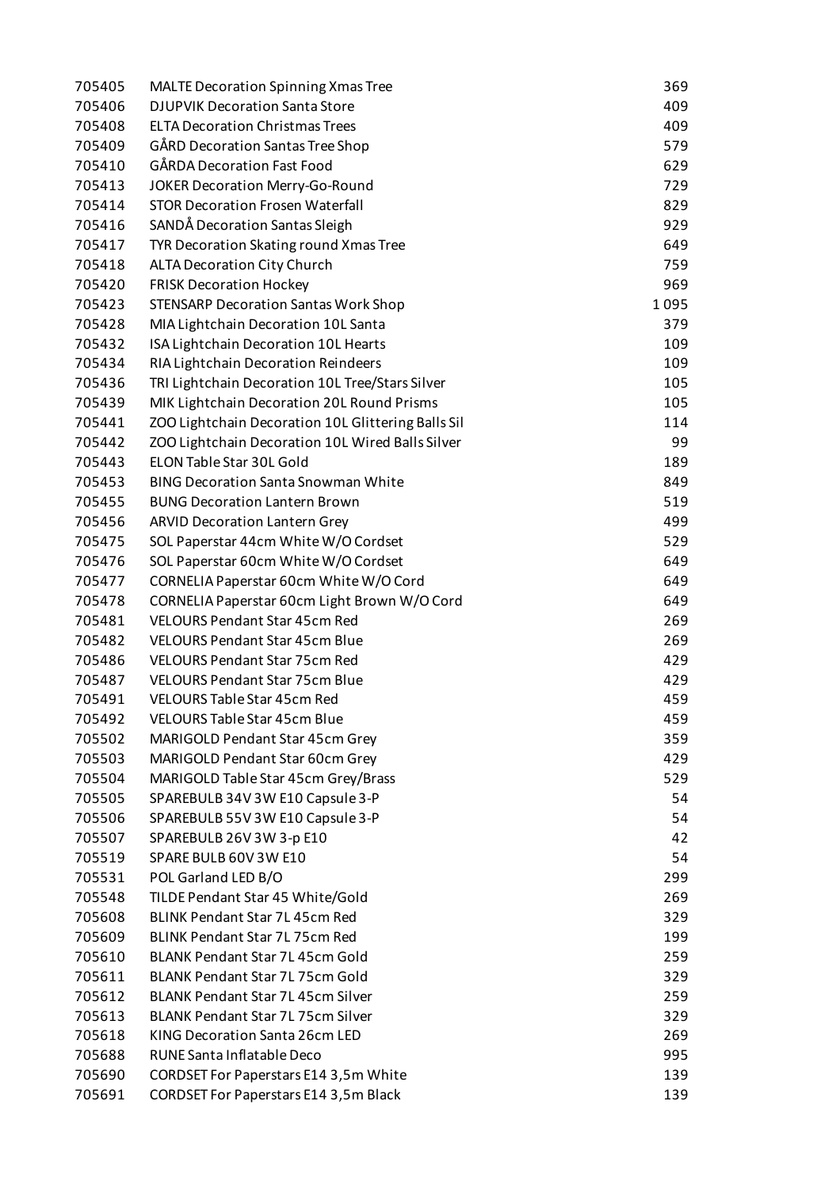| | | |
|---|---|---|
| 705405 | MALTE Decoration Spinning Xmas Tree | 369 |
| 705406 | DJUPVIK Decoration Santa Store | 409 |
| 705408 | ELTA Decoration Christmas Trees | 409 |
| 705409 | GÅRD Decoration Santas Tree Shop | 579 |
| 705410 | GÅRDA Decoration Fast Food | 629 |
| 705413 | JOKER Decoration Merry-Go-Round | 729 |
| 705414 | STOR Decoration Frosen Waterfall | 829 |
| 705416 | SANDÅ Decoration Santas Sleigh | 929 |
| 705417 | TYR Decoration Skating round Xmas Tree | 649 |
| 705418 | ALTA Decoration City Church | 759 |
| 705420 | FRISK Decoration Hockey | 969 |
| 705423 | STENSARP Decoration Santas Work Shop | 1 095 |
| 705428 | MIA Lightchain Decoration 10L Santa | 379 |
| 705432 | ISA Lightchain Decoration 10L Hearts | 109 |
| 705434 | RIA Lightchain Decoration Reindeers | 109 |
| 705436 | TRI Lightchain Decoration 10L Tree/Stars Silver | 105 |
| 705439 | MIK Lightchain Decoration 20L Round Prisms | 105 |
| 705441 | ZOO Lightchain Decoration 10L Glittering Balls Sil | 114 |
| 705442 | ZOO Lightchain Decoration 10L Wired Balls Silver | 99 |
| 705443 | ELON Table Star 30L Gold | 189 |
| 705453 | BING Decoration Santa Snowman White | 849 |
| 705455 | BUNG Decoration Lantern Brown | 519 |
| 705456 | ARVID Decoration Lantern Grey | 499 |
| 705475 | SOL Paperstar 44cm White W/O Cordset | 529 |
| 705476 | SOL Paperstar 60cm White W/O Cordset | 649 |
| 705477 | CORNELIA Paperstar 60cm White W/O Cord | 649 |
| 705478 | CORNELIA Paperstar 60cm Light Brown W/O Cord | 649 |
| 705481 | VELOURS Pendant Star 45cm Red | 269 |
| 705482 | VELOURS Pendant Star 45cm Blue | 269 |
| 705486 | VELOURS Pendant Star 75cm Red | 429 |
| 705487 | VELOURS Pendant Star 75cm Blue | 429 |
| 705491 | VELOURS Table Star 45cm Red | 459 |
| 705492 | VELOURS Table Star 45cm Blue | 459 |
| 705502 | MARIGOLD Pendant Star 45cm Grey | 359 |
| 705503 | MARIGOLD Pendant Star 60cm Grey | 429 |
| 705504 | MARIGOLD Table Star 45cm Grey/Brass | 529 |
| 705505 | SPAREBULB 34V 3W E10 Capsule 3-P | 54 |
| 705506 | SPAREBULB 55V 3W E10 Capsule 3-P | 54 |
| 705507 | SPAREBULB 26V 3W 3-p E10 | 42 |
| 705519 | SPARE BULB 60V 3W E10 | 54 |
| 705531 | POL Garland LED B/O | 299 |
| 705548 | TILDE Pendant Star 45 White/Gold | 269 |
| 705608 | BLINK Pendant Star 7L 45cm Red | 329 |
| 705609 | BLINK Pendant Star 7L 75cm Red | 199 |
| 705610 | BLANK Pendant Star 7L 45cm Gold | 259 |
| 705611 | BLANK Pendant Star 7L 75cm Gold | 329 |
| 705612 | BLANK Pendant Star 7L 45cm Silver | 259 |
| 705613 | BLANK Pendant Star 7L 75cm Silver | 329 |
| 705618 | KING Decoration Santa 26cm LED | 269 |
| 705688 | RUNE Santa Inflatable Deco | 995 |
| 705690 | CORDSET For Paperstars E14 3,5m White | 139 |
| 705691 | CORDSET For Paperstars E14 3,5m Black | 139 |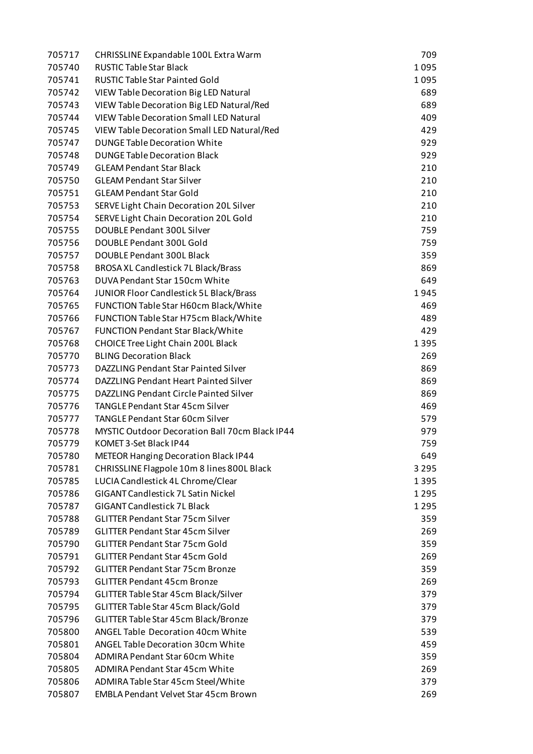| | | |
|---|---|---|
| 705717 | CHRISSLINE Expandable 100L Extra Warm | 709 |
| 705740 | RUSTIC Table Star Black | 1 095 |
| 705741 | RUSTIC Table Star Painted Gold | 1 095 |
| 705742 | VIEW Table Decoration Big LED Natural | 689 |
| 705743 | VIEW Table Decoration Big LED Natural/Red | 689 |
| 705744 | VIEW Table Decoration Small LED Natural | 409 |
| 705745 | VIEW Table Decoration Small LED Natural/Red | 429 |
| 705747 | DUNGE Table Decoration White | 929 |
| 705748 | DUNGE Table Decoration Black | 929 |
| 705749 | GLEAM Pendant Star Black | 210 |
| 705750 | GLEAM Pendant Star Silver | 210 |
| 705751 | GLEAM Pendant Star Gold | 210 |
| 705753 | SERVE Light Chain Decoration 20L Silver | 210 |
| 705754 | SERVE Light Chain Decoration 20L Gold | 210 |
| 705755 | DOUBLE Pendant 300L Silver | 759 |
| 705756 | DOUBLE Pendant 300L Gold | 759 |
| 705757 | DOUBLE Pendant 300L Black | 359 |
| 705758 | BROSA XL Candlestick 7L Black/Brass | 869 |
| 705763 | DUVA Pendant Star 150cm White | 649 |
| 705764 | JUNIOR Floor Candlestick 5L Black/Brass | 1 945 |
| 705765 | FUNCTION Table Star H60cm Black/White | 469 |
| 705766 | FUNCTION Table Star H75cm Black/White | 489 |
| 705767 | FUNCTION Pendant Star Black/White | 429 |
| 705768 | CHOICE Tree Light Chain 200L Black | 1 395 |
| 705770 | BLING Decoration Black | 269 |
| 705773 | DAZZLING Pendant Star Painted Silver | 869 |
| 705774 | DAZZLING Pendant Heart Painted Silver | 869 |
| 705775 | DAZZLING Pendant Circle Painted Silver | 869 |
| 705776 | TANGLE Pendant Star 45cm Silver | 469 |
| 705777 | TANGLE Pendant Star 60cm Silver | 579 |
| 705778 | MYSTIC Outdoor Decoration Ball 70cm Black IP44 | 979 |
| 705779 | KOMET 3-Set Black IP44 | 759 |
| 705780 | METEOR Hanging Decoration Black IP44 | 649 |
| 705781 | CHRISSLINE Flagpole 10m 8 lines 800L Black | 3 295 |
| 705785 | LUCIA Candlestick 4L Chrome/Clear | 1 395 |
| 705786 | GIGANT Candlestick 7L Satin Nickel | 1 295 |
| 705787 | GIGANT Candlestick 7L Black | 1 295 |
| 705788 | GLITTER Pendant Star 75cm Silver | 359 |
| 705789 | GLITTER Pendant Star 45cm Silver | 269 |
| 705790 | GLITTER Pendant Star 75cm Gold | 359 |
| 705791 | GLITTER Pendant Star 45cm Gold | 269 |
| 705792 | GLITTER Pendant Star 75cm Bronze | 359 |
| 705793 | GLITTER Pendant 45cm Bronze | 269 |
| 705794 | GLITTER Table Star 45cm Black/Silver | 379 |
| 705795 | GLITTER Table Star 45cm Black/Gold | 379 |
| 705796 | GLITTER Table Star 45cm Black/Bronze | 379 |
| 705800 | ANGEL Table Decoration 40cm White | 539 |
| 705801 | ANGEL Table Decoration 30cm White | 459 |
| 705804 | ADMIRA Pendant Star 60cm White | 359 |
| 705805 | ADMIRA Pendant Star 45cm White | 269 |
| 705806 | ADMIRA Table Star 45cm Steel/White | 379 |
| 705807 | EMBLA Pendant Velvet Star 45cm Brown | 269 |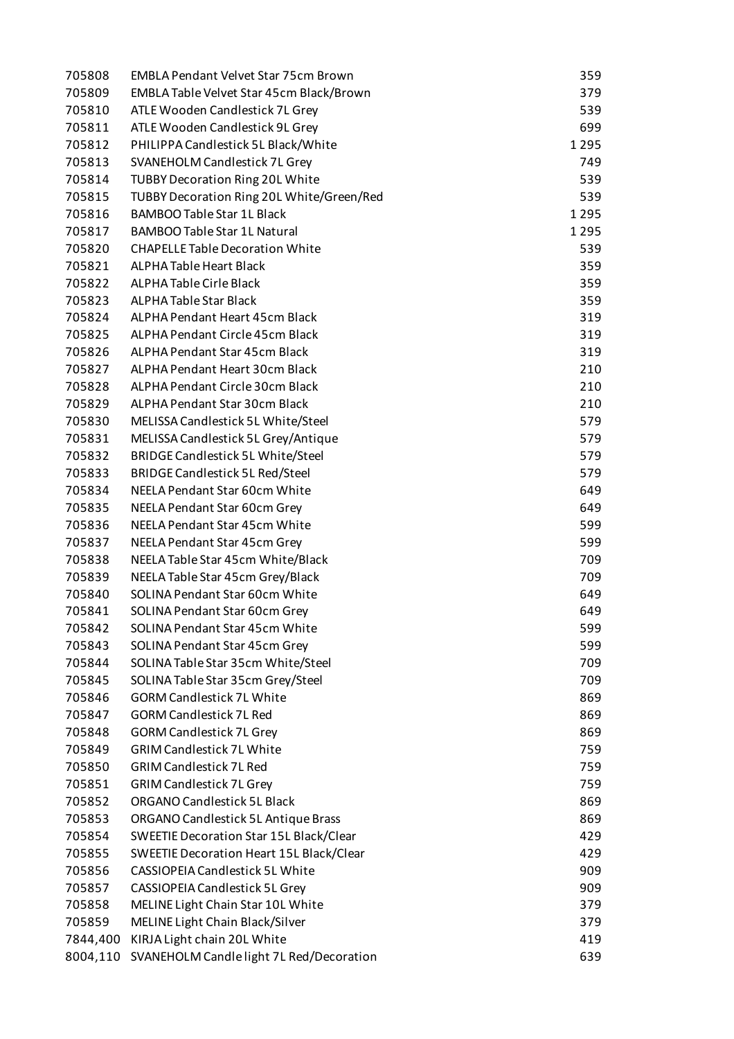| | | |
|---|---|---|
| 705808 | EMBLA Pendant Velvet Star 75cm Brown | 359 |
| 705809 | EMBLA Table Velvet Star 45cm Black/Brown | 379 |
| 705810 | ATLE Wooden Candlestick 7L Grey | 539 |
| 705811 | ATLE Wooden Candlestick 9L Grey | 699 |
| 705812 | PHILIPPA Candlestick 5L Black/White | 1 295 |
| 705813 | SVANEHOLM Candlestick 7L Grey | 749 |
| 705814 | TUBBY Decoration Ring 20L White | 539 |
| 705815 | TUBBY Decoration Ring 20L White/Green/Red | 539 |
| 705816 | BAMBOO Table Star 1L Black | 1 295 |
| 705817 | BAMBOO Table Star 1L Natural | 1 295 |
| 705820 | CHAPELLE Table Decoration White | 539 |
| 705821 | ALPHA Table Heart Black | 359 |
| 705822 | ALPHA Table Cirle Black | 359 |
| 705823 | ALPHA Table Star Black | 359 |
| 705824 | ALPHA Pendant Heart 45cm Black | 319 |
| 705825 | ALPHA Pendant Circle 45cm Black | 319 |
| 705826 | ALPHA Pendant Star 45cm Black | 319 |
| 705827 | ALPHA Pendant Heart 30cm Black | 210 |
| 705828 | ALPHA Pendant Circle 30cm Black | 210 |
| 705829 | ALPHA Pendant Star 30cm Black | 210 |
| 705830 | MELISSA Candlestick 5L White/Steel | 579 |
| 705831 | MELISSA Candlestick 5L Grey/Antique | 579 |
| 705832 | BRIDGE Candlestick 5L White/Steel | 579 |
| 705833 | BRIDGE Candlestick 5L Red/Steel | 579 |
| 705834 | NEELA Pendant Star 60cm White | 649 |
| 705835 | NEELA Pendant Star 60cm Grey | 649 |
| 705836 | NEELA Pendant Star 45cm White | 599 |
| 705837 | NEELA Pendant Star 45cm Grey | 599 |
| 705838 | NEELA Table Star 45cm White/Black | 709 |
| 705839 | NEELA Table Star 45cm Grey/Black | 709 |
| 705840 | SOLINA Pendant Star 60cm White | 649 |
| 705841 | SOLINA Pendant Star 60cm Grey | 649 |
| 705842 | SOLINA Pendant Star 45cm White | 599 |
| 705843 | SOLINA Pendant Star 45cm Grey | 599 |
| 705844 | SOLINA Table Star 35cm White/Steel | 709 |
| 705845 | SOLINA Table Star 35cm Grey/Steel | 709 |
| 705846 | GORM Candlestick 7L White | 869 |
| 705847 | GORM Candlestick 7L Red | 869 |
| 705848 | GORM Candlestick 7L Grey | 869 |
| 705849 | GRIM Candlestick 7L White | 759 |
| 705850 | GRIM Candlestick 7L Red | 759 |
| 705851 | GRIM Candlestick 7L Grey | 759 |
| 705852 | ORGANO Candlestick 5L Black | 869 |
| 705853 | ORGANO Candlestick 5L Antique Brass | 869 |
| 705854 | SWEETIE Decoration Star 15L Black/Clear | 429 |
| 705855 | SWEETIE Decoration Heart 15L Black/Clear | 429 |
| 705856 | CASSIOPEIA Candlestick 5L White | 909 |
| 705857 | CASSIOPEIA Candlestick 5L Grey | 909 |
| 705858 | MELINE Light Chain Star 10L White | 379 |
| 705859 | MELINE Light Chain Black/Silver | 379 |
| 7844,400 | KIRJA Light chain 20L White | 419 |
| 8004,110 | SVANEHOLM Candle light 7L Red/Decoration | 639 |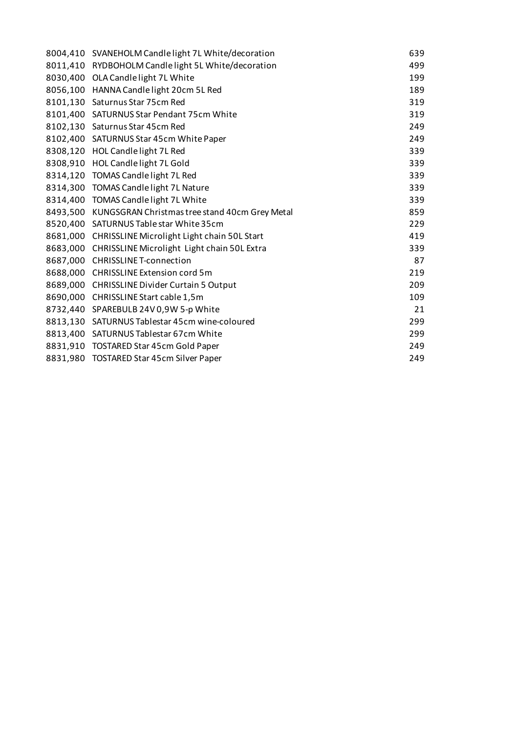| | | |
|---|---|---|
| 8004,410 | SVANEHOLM Candle light 7L White/decoration | 639 |
| 8011,410 | RYDBOHOLM Candle light 5L White/decoration | 499 |
| 8030,400 | OLA Candle light 7L White | 199 |
| 8056,100 | HANNA Candle light 20cm 5L Red | 189 |
| 8101,130 | Saturnus Star 75cm Red | 319 |
| 8101,400 | SATURNUS Star Pendant 75cm White | 319 |
| 8102,130 | Saturnus Star 45cm Red | 249 |
| 8102,400 | SATURNUS Star 45cm White Paper | 249 |
| 8308,120 | HOL Candle light 7L Red | 339 |
| 8308,910 | HOL Candle light 7L Gold | 339 |
| 8314,120 | TOMAS Candle light 7L Red | 339 |
| 8314,300 | TOMAS Candle light 7L Nature | 339 |
| 8314,400 | TOMAS Candle light 7L White | 339 |
| 8493,500 | KUNGSGRAN Christmas tree stand 40cm Grey Metal | 859 |
| 8520,400 | SATURNUS Table star White 35cm | 229 |
| 8681,000 | CHRISSLINE Microlight Light chain 50L Start | 419 |
| 8683,000 | CHRISSLINE Microlight Light chain 50L Extra | 339 |
| 8687,000 | CHRISSLINE T-connection | 87 |
| 8688,000 | CHRISSLINE Extension cord 5m | 219 |
| 8689,000 | CHRISSLINE Divider Curtain 5 Output | 209 |
| 8690,000 | CHRISSLINE Start cable 1,5m | 109 |
| 8732,440 | SPAREBULB 24V 0,9W 5-p White | 21 |
| 8813,130 | SATURNUS Tablestar 45cm wine-coloured | 299 |
| 8813,400 | SATURNUS Tablestar 67cm White | 299 |
| 8831,910 | TOSTARED Star 45cm Gold Paper | 249 |
| 8831,980 | TOSTARED Star 45cm Silver Paper | 249 |